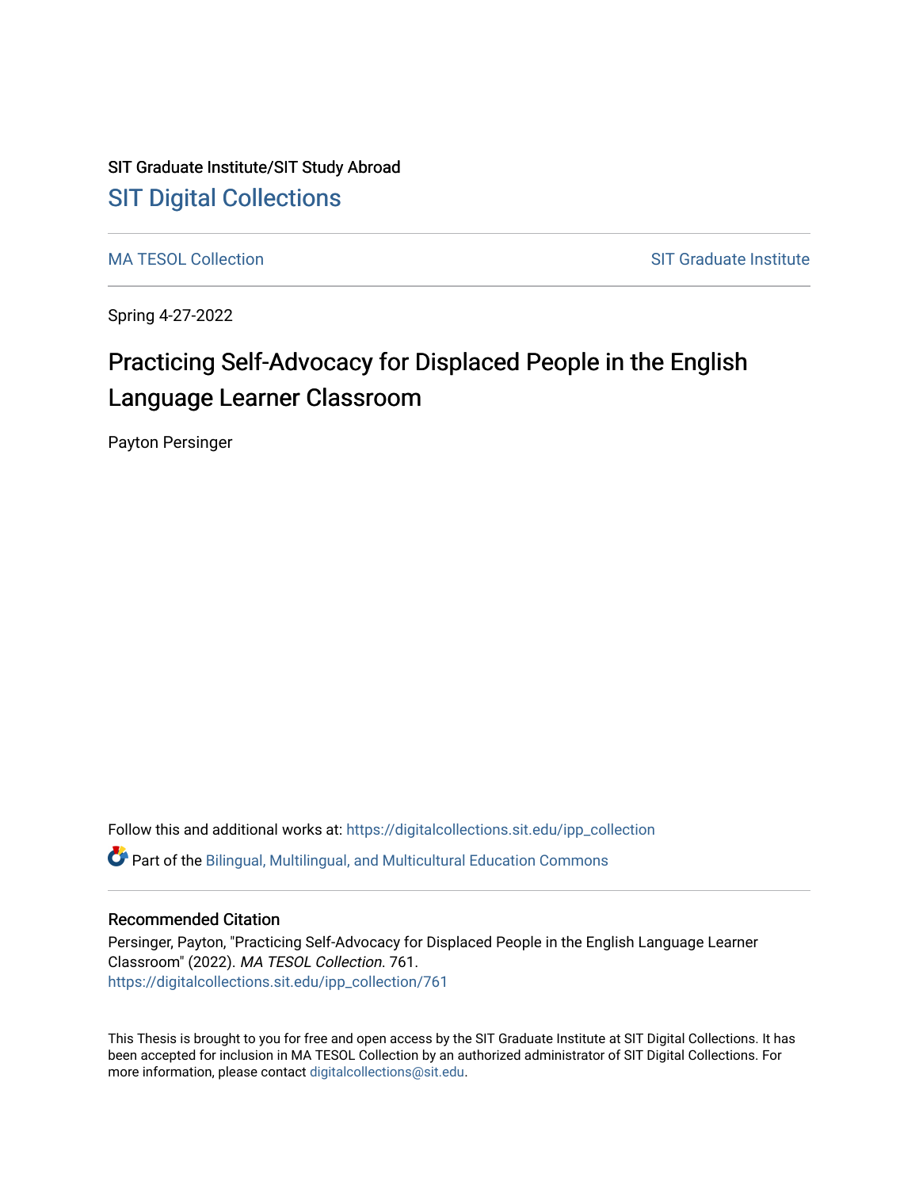SIT Graduate Institute/SIT Study Abroad

SIT Digital Collections

MA TESOL Collection | SIT Graduate Institute

Spring 4-27-2022

# Practicing Self-Advocacy for Displaced People in the English Language Learner Classroom

Payton Persinger

Follow this and additional works at: https://digitalcollections.sit.edu/ipp_collection

Part of the Bilingual, Multilingual, and Multicultural Education Commons

## Recommended Citation

Persinger, Payton, "Practicing Self-Advocacy for Displaced People in the English Language Learner Classroom" (2022). *MA TESOL Collection*. 761.
https://digitalcollections.sit.edu/ipp_collection/761

This Thesis is brought to you for free and open access by the SIT Graduate Institute at SIT Digital Collections. It has been accepted for inclusion in MA TESOL Collection by an authorized administrator of SIT Digital Collections. For more information, please contact digitalcollections@sit.edu.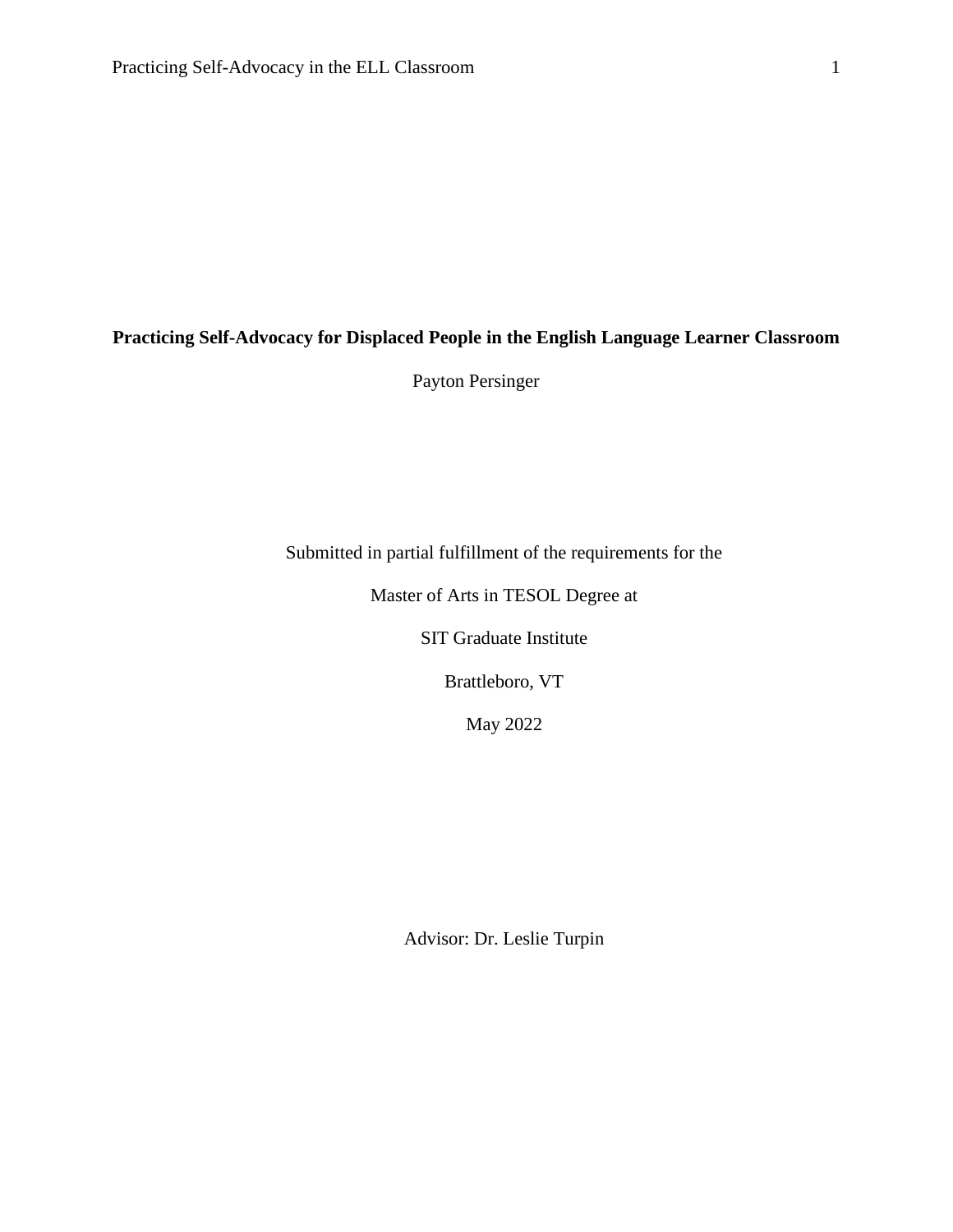**Practicing Self-Advocacy for Displaced People in the English Language Learner Classroom**

Payton Persinger

Submitted in partial fulfillment of the requirements for the

Master of Arts in TESOL Degree at

SIT Graduate Institute

Brattleboro, VT

May 2022

Advisor: Dr. Leslie Turpin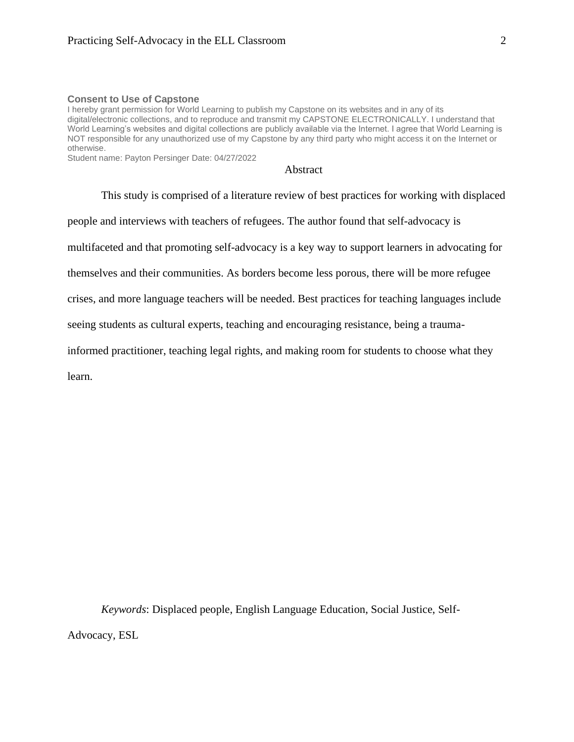**Consent to Use of Capstone**

I hereby grant permission for World Learning to publish my Capstone on its websites and in any of its digital/electronic collections, and to reproduce and transmit my CAPSTONE ELECTRONICALLY. I understand that World Learning's websites and digital collections are publicly available via the Internet. I agree that World Learning is NOT responsible for any unauthorized use of my Capstone by any third party who might access it on the Internet or otherwise.

Student name: Payton Persinger Date: 04/27/2022

# Abstract

This study is comprised of a literature review of best practices for working with displaced people and interviews with teachers of refugees. The author found that self-advocacy is multifaceted and that promoting self-advocacy is a key way to support learners in advocating for themselves and their communities. As borders become less porous, there will be more refugee crises, and more language teachers will be needed. Best practices for teaching languages include seeing students as cultural experts, teaching and encouraging resistance, being a trauma-informed practitioner, teaching legal rights, and making room for students to choose what they learn.

*Keywords*: Displaced people, English Language Education, Social Justice, Self-Advocacy, ESL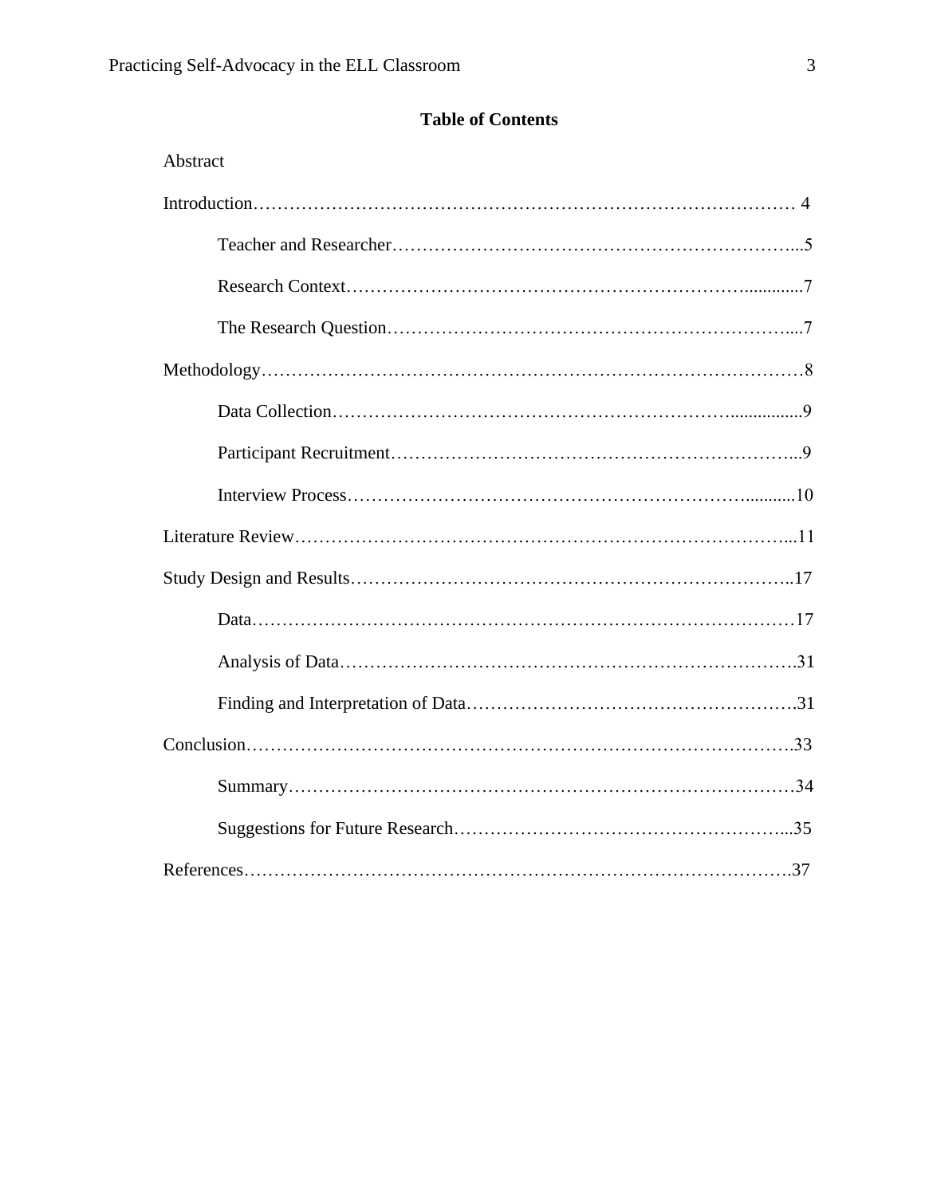## Table of Contents

Abstract

Introduction………………………………………………………………………………… 4

- Teacher and Researcher…………………………………………………………...5
- Research Context……………………………………………………….............7
- The Research Question………………………………………………………....7

Methodology………………………………………………………………………………8

- Data Collection…………………………………………………………................9
- Participant Recruitment…………………………………………………………...9
- Interview Process……………………………………………………...........10

Literature Review………………………………………………………………………...11

Study Design and Results………………………………………………………………..17

- Data………………………………………………………………………………17
- Analysis of Data………………………………………………………………….31
- Finding and Interpretation of Data……………………………………………….31

Conclusion……………………………………………………………………………….33

- Summary…………………………………………………………………………34
- Suggestions for Future Research………………………………………………...35

References……………………………………………………………………………….37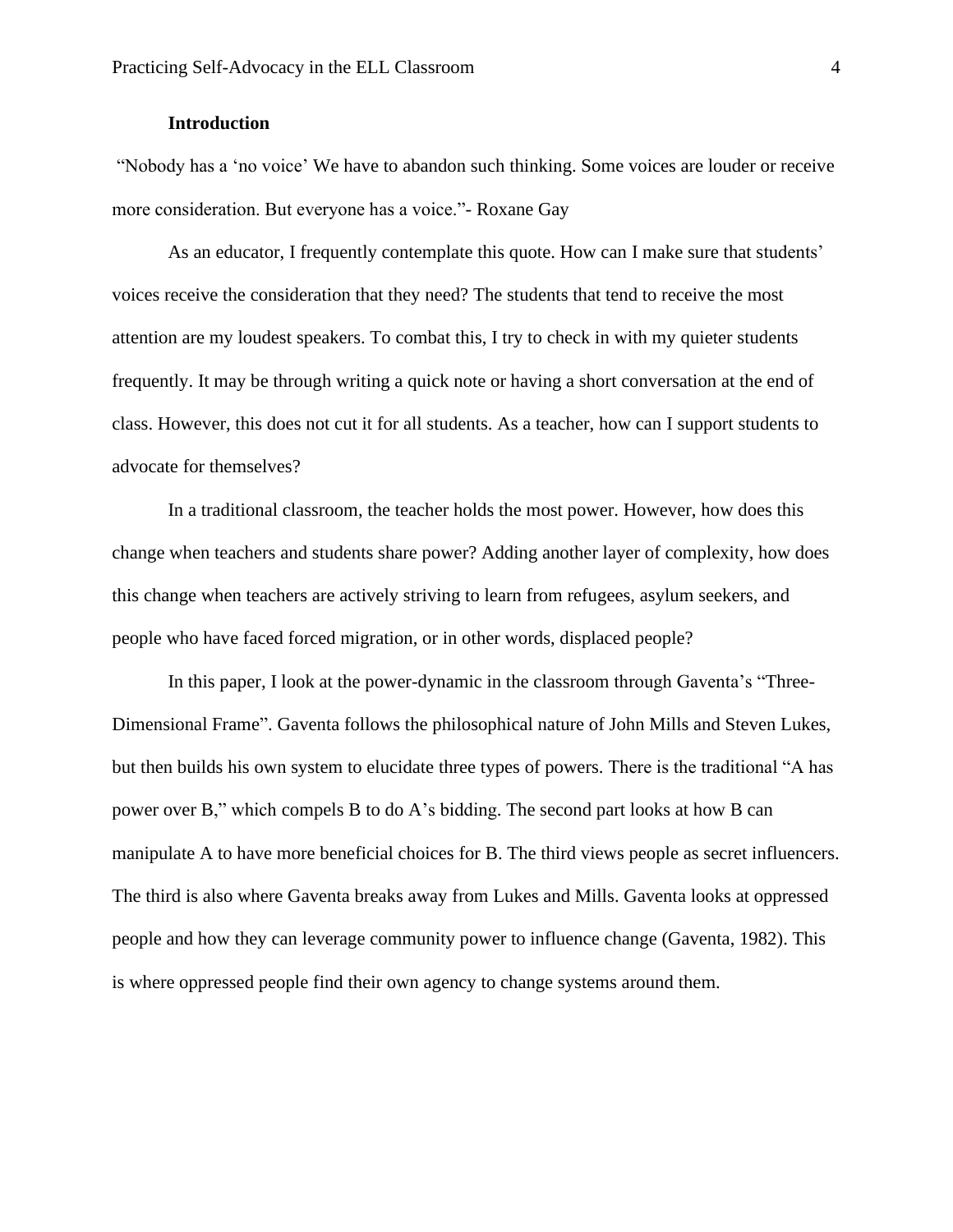## Introduction

"Nobody has a 'no voice' We have to abandon such thinking. Some voices are louder or receive more consideration. But everyone has a voice."- Roxane Gay

As an educator, I frequently contemplate this quote. How can I make sure that students' voices receive the consideration that they need? The students that tend to receive the most attention are my loudest speakers. To combat this, I try to check in with my quieter students frequently. It may be through writing a quick note or having a short conversation at the end of class. However, this does not cut it for all students. As a teacher, how can I support students to advocate for themselves?

In a traditional classroom, the teacher holds the most power. However, how does this change when teachers and students share power? Adding another layer of complexity, how does this change when teachers are actively striving to learn from refugees, asylum seekers, and people who have faced forced migration, or in other words, displaced people?

In this paper, I look at the power-dynamic in the classroom through Gaventa's "Three-Dimensional Frame". Gaventa follows the philosophical nature of John Mills and Steven Lukes, but then builds his own system to elucidate three types of powers. There is the traditional "A has power over B," which compels B to do A's bidding. The second part looks at how B can manipulate A to have more beneficial choices for B. The third views people as secret influencers. The third is also where Gaventa breaks away from Lukes and Mills. Gaventa looks at oppressed people and how they can leverage community power to influence change (Gaventa, 1982). This is where oppressed people find their own agency to change systems around them.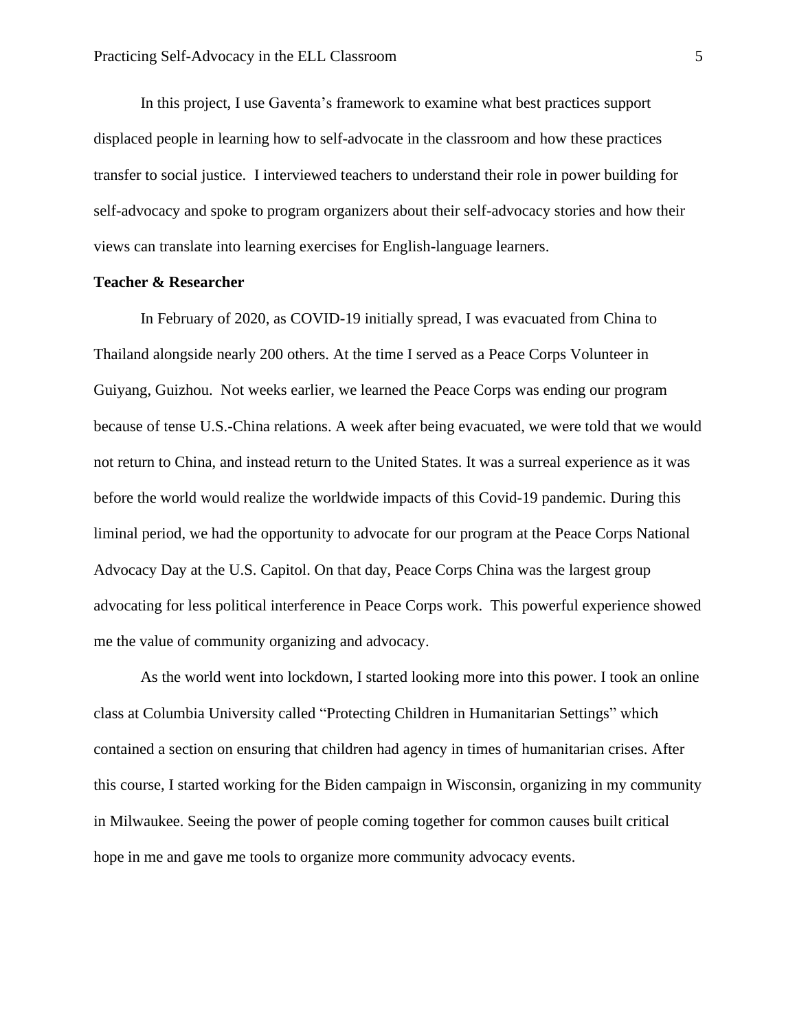In this project, I use Gaventa's framework to examine what best practices support displaced people in learning how to self-advocate in the classroom and how these practices transfer to social justice. I interviewed teachers to understand their role in power building for self-advocacy and spoke to program organizers about their self-advocacy stories and how their views can translate into learning exercises for English-language learners.

**Teacher & Researcher**

In February of 2020, as COVID-19 initially spread, I was evacuated from China to Thailand alongside nearly 200 others. At the time I served as a Peace Corps Volunteer in Guiyang, Guizhou. Not weeks earlier, we learned the Peace Corps was ending our program because of tense U.S.-China relations. A week after being evacuated, we were told that we would not return to China, and instead return to the United States. It was a surreal experience as it was before the world would realize the worldwide impacts of this Covid-19 pandemic. During this liminal period, we had the opportunity to advocate for our program at the Peace Corps National Advocacy Day at the U.S. Capitol. On that day, Peace Corps China was the largest group advocating for less political interference in Peace Corps work. This powerful experience showed me the value of community organizing and advocacy.

As the world went into lockdown, I started looking more into this power. I took an online class at Columbia University called "Protecting Children in Humanitarian Settings" which contained a section on ensuring that children had agency in times of humanitarian crises. After this course, I started working for the Biden campaign in Wisconsin, organizing in my community in Milwaukee. Seeing the power of people coming together for common causes built critical hope in me and gave me tools to organize more community advocacy events.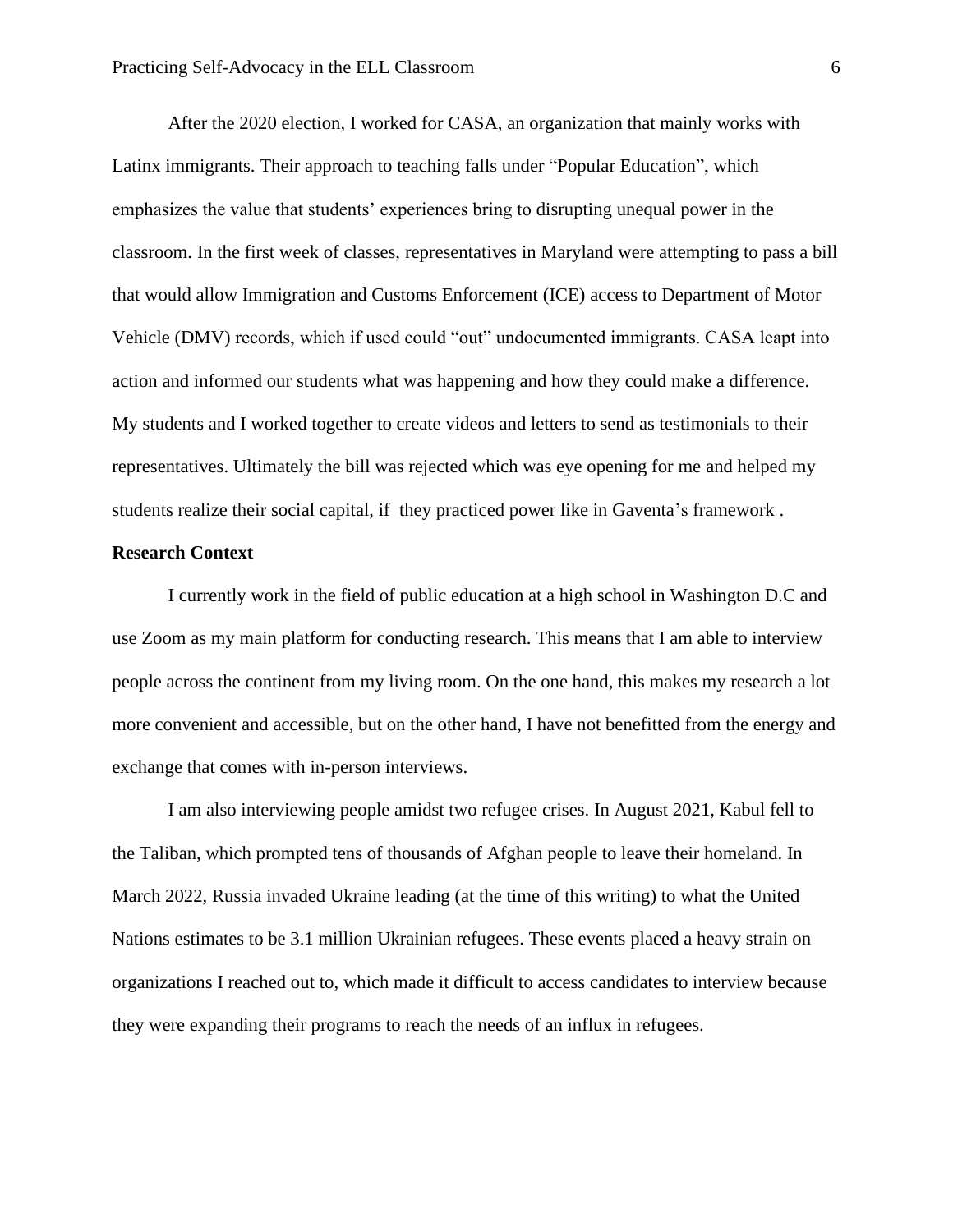After the 2020 election, I worked for CASA, an organization that mainly works with Latinx immigrants. Their approach to teaching falls under "Popular Education", which emphasizes the value that students' experiences bring to disrupting unequal power in the classroom. In the first week of classes, representatives in Maryland were attempting to pass a bill that would allow Immigration and Customs Enforcement (ICE) access to Department of Motor Vehicle (DMV) records, which if used could "out" undocumented immigrants. CASA leapt into action and informed our students what was happening and how they could make a difference. My students and I worked together to create videos and letters to send as testimonials to their representatives. Ultimately the bill was rejected which was eye opening for me and helped my students realize their social capital, if they practiced power like in Gaventa's framework .

**Research Context**

I currently work in the field of public education at a high school in Washington D.C and use Zoom as my main platform for conducting research. This means that I am able to interview people across the continent from my living room. On the one hand, this makes my research a lot more convenient and accessible, but on the other hand, I have not benefitted from the energy and exchange that comes with in-person interviews.

I am also interviewing people amidst two refugee crises. In August 2021, Kabul fell to the Taliban, which prompted tens of thousands of Afghan people to leave their homeland. In March 2022, Russia invaded Ukraine leading (at the time of this writing) to what the United Nations estimates to be 3.1 million Ukrainian refugees. These events placed a heavy strain on organizations I reached out to, which made it difficult to access candidates to interview because they were expanding their programs to reach the needs of an influx in refugees.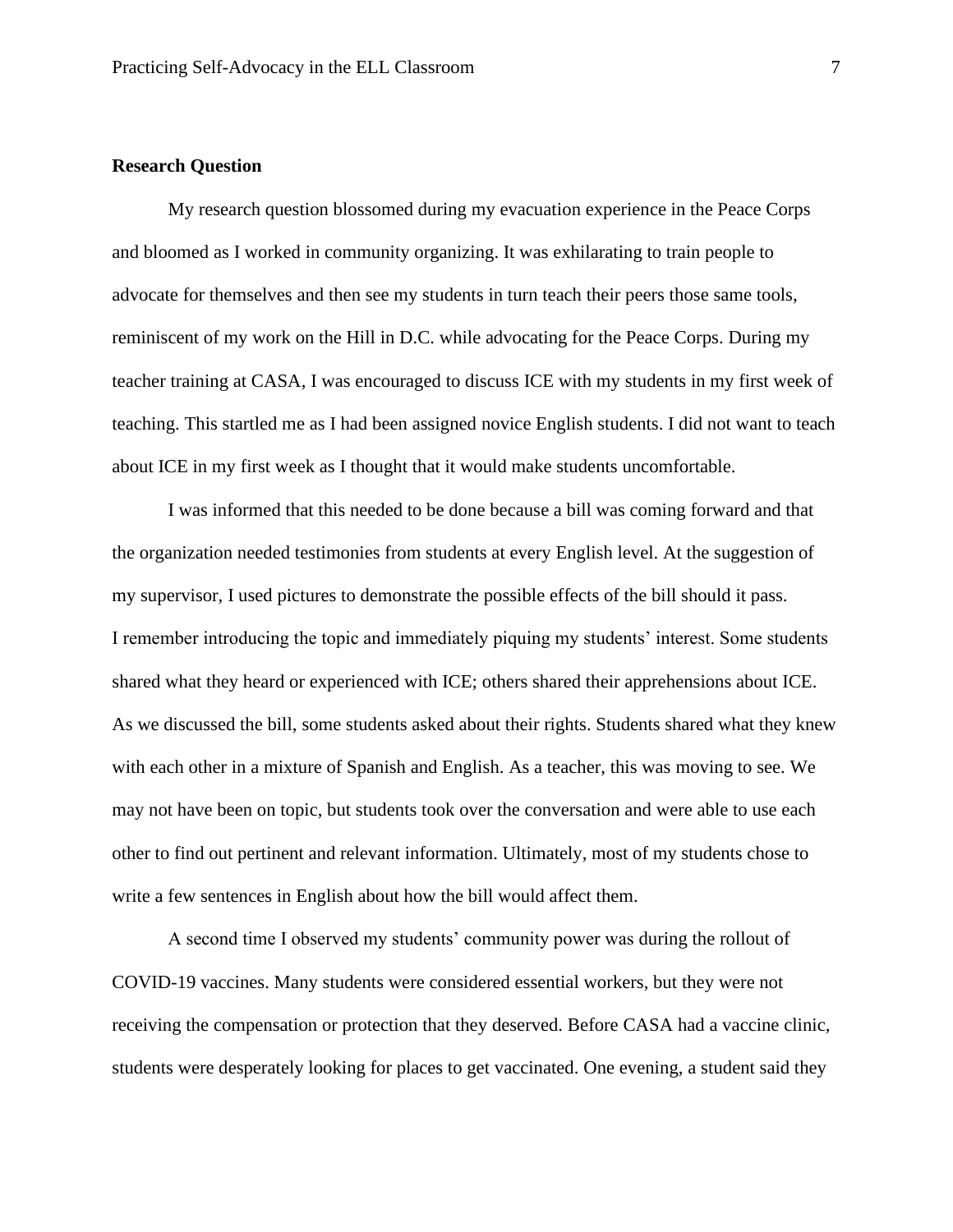**Research Question**

My research question blossomed during my evacuation experience in the Peace Corps and bloomed as I worked in community organizing. It was exhilarating to train people to advocate for themselves and then see my students in turn teach their peers those same tools, reminiscent of my work on the Hill in D.C. while advocating for the Peace Corps. During my teacher training at CASA, I was encouraged to discuss ICE with my students in my first week of teaching. This startled me as I had been assigned novice English students. I did not want to teach about ICE in my first week as I thought that it would make students uncomfortable.

I was informed that this needed to be done because a bill was coming forward and that the organization needed testimonies from students at every English level. At the suggestion of my supervisor, I used pictures to demonstrate the possible effects of the bill should it pass. I remember introducing the topic and immediately piquing my students' interest. Some students shared what they heard or experienced with ICE; others shared their apprehensions about ICE. As we discussed the bill, some students asked about their rights. Students shared what they knew with each other in a mixture of Spanish and English. As a teacher, this was moving to see. We may not have been on topic, but students took over the conversation and were able to use each other to find out pertinent and relevant information. Ultimately, most of my students chose to write a few sentences in English about how the bill would affect them.

A second time I observed my students' community power was during the rollout of COVID-19 vaccines. Many students were considered essential workers, but they were not receiving the compensation or protection that they deserved. Before CASA had a vaccine clinic, students were desperately looking for places to get vaccinated. One evening, a student said they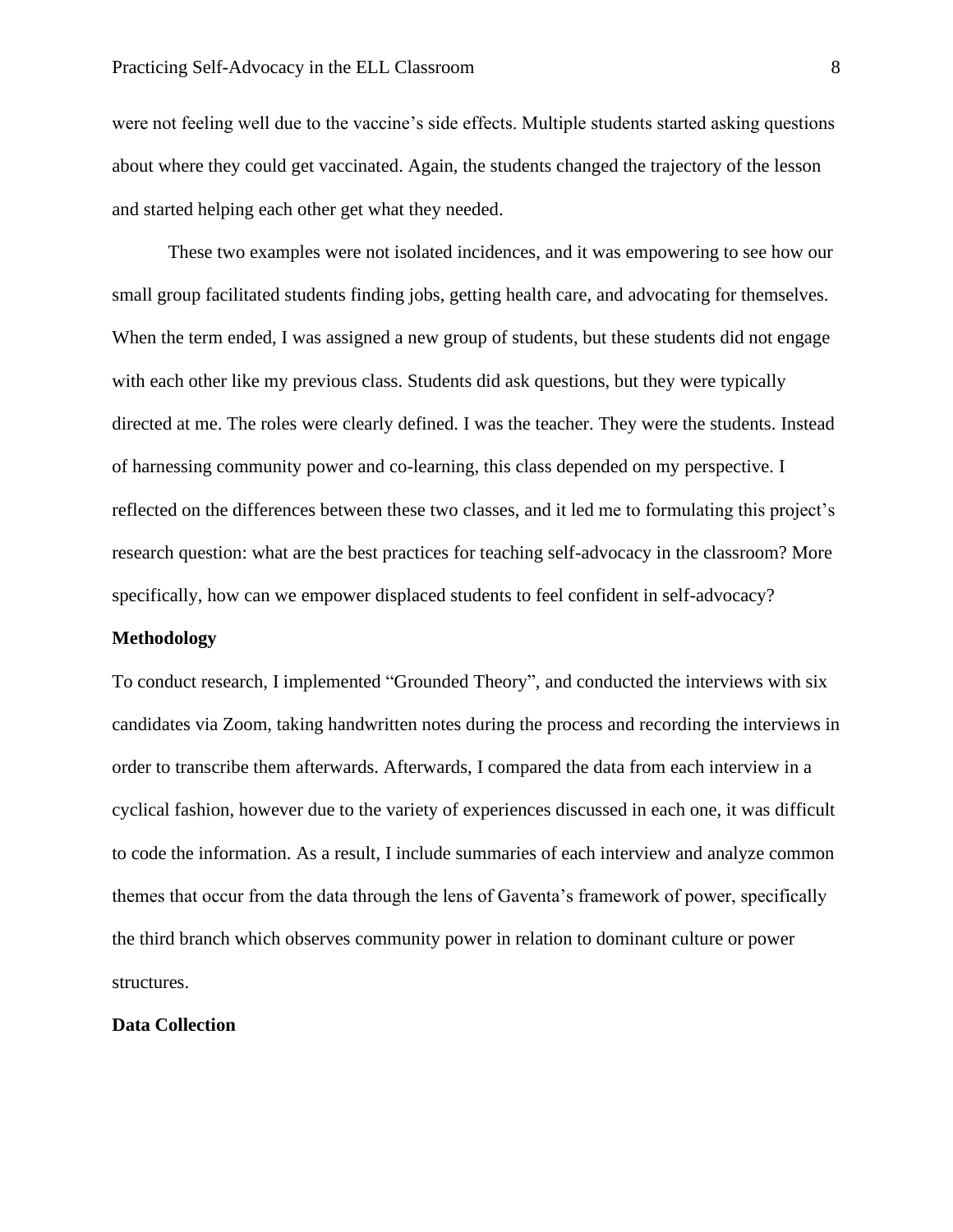were not feeling well due to the vaccine's side effects. Multiple students started asking questions about where they could get vaccinated. Again, the students changed the trajectory of the lesson and started helping each other get what they needed.

These two examples were not isolated incidences, and it was empowering to see how our small group facilitated students finding jobs, getting health care, and advocating for themselves. When the term ended, I was assigned a new group of students, but these students did not engage with each other like my previous class. Students did ask questions, but they were typically directed at me. The roles were clearly defined. I was the teacher. They were the students. Instead of harnessing community power and co-learning, this class depended on my perspective. I reflected on the differences between these two classes, and it led me to formulating this project's research question: what are the best practices for teaching self-advocacy in the classroom? More specifically, how can we empower displaced students to feel confident in self-advocacy?

**Methodology**

To conduct research, I implemented "Grounded Theory", and conducted the interviews with six candidates via Zoom, taking handwritten notes during the process and recording the interviews in order to transcribe them afterwards. Afterwards, I compared the data from each interview in a cyclical fashion, however due to the variety of experiences discussed in each one, it was difficult to code the information. As a result, I include summaries of each interview and analyze common themes that occur from the data through the lens of Gaventa's framework of power, specifically the third branch which observes community power in relation to dominant culture or power structures.

**Data Collection**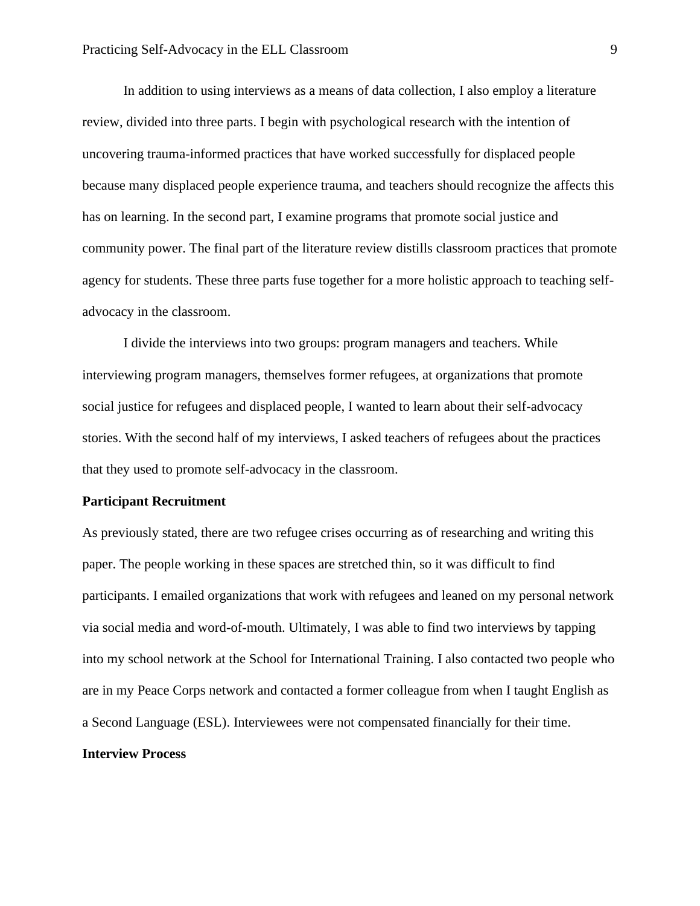In addition to using interviews as a means of data collection, I also employ a literature review, divided into three parts. I begin with psychological research with the intention of uncovering trauma-informed practices that have worked successfully for displaced people because many displaced people experience trauma, and teachers should recognize the affects this has on learning. In the second part, I examine programs that promote social justice and community power. The final part of the literature review distills classroom practices that promote agency for students. These three parts fuse together for a more holistic approach to teaching self-advocacy in the classroom.

I divide the interviews into two groups: program managers and teachers. While interviewing program managers, themselves former refugees, at organizations that promote social justice for refugees and displaced people, I wanted to learn about their self-advocacy stories. With the second half of my interviews, I asked teachers of refugees about the practices that they used to promote self-advocacy in the classroom.

**Participant Recruitment**

As previously stated, there are two refugee crises occurring as of researching and writing this paper. The people working in these spaces are stretched thin, so it was difficult to find participants. I emailed organizations that work with refugees and leaned on my personal network via social media and word-of-mouth. Ultimately, I was able to find two interviews by tapping into my school network at the School for International Training. I also contacted two people who are in my Peace Corps network and contacted a former colleague from when I taught English as a Second Language (ESL). Interviewees were not compensated financially for their time.

**Interview Process**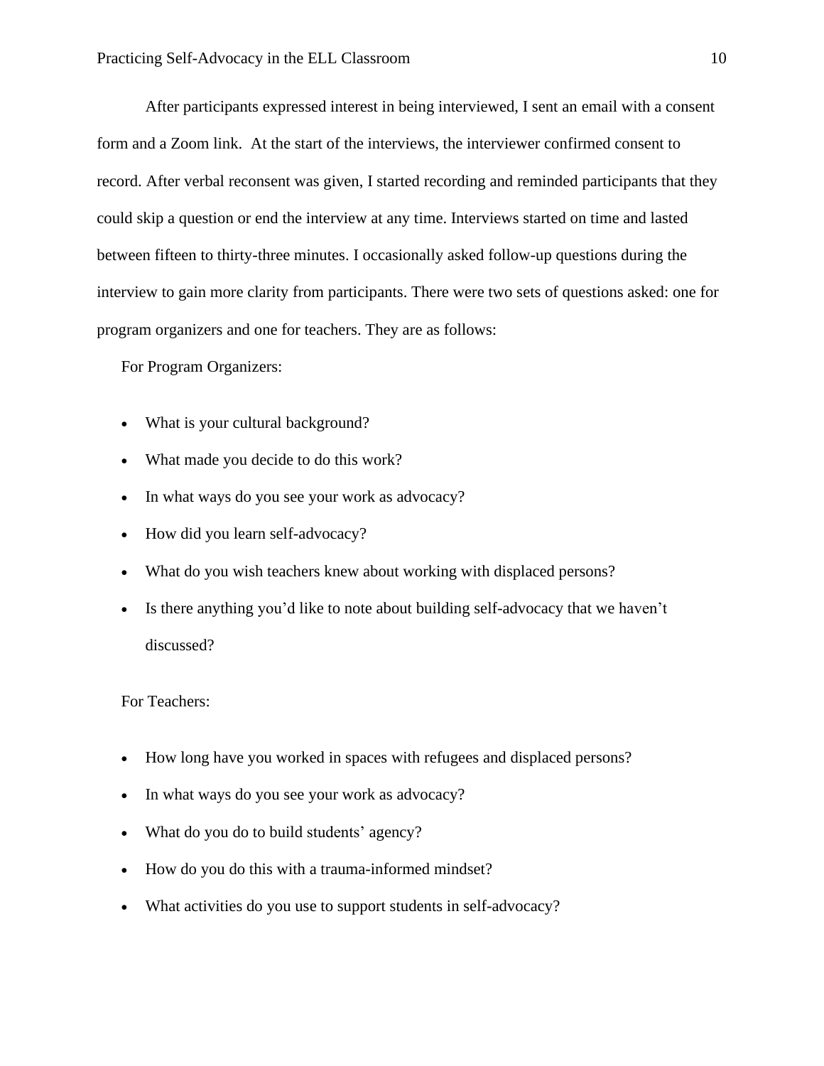After participants expressed interest in being interviewed, I sent an email with a consent form and a Zoom link. At the start of the interviews, the interviewer confirmed consent to record. After verbal reconsent was given, I started recording and reminded participants that they could skip a question or end the interview at any time. Interviews started on time and lasted between fifteen to thirty-three minutes. I occasionally asked follow-up questions during the interview to gain more clarity from participants. There were two sets of questions asked: one for program organizers and one for teachers. They are as follows:

For Program Organizers:

- What is your cultural background?
- What made you decide to do this work?
- In what ways do you see your work as advocacy?
- How did you learn self-advocacy?
- What do you wish teachers knew about working with displaced persons?
- Is there anything you'd like to note about building self-advocacy that we haven't discussed?

For Teachers:

- How long have you worked in spaces with refugees and displaced persons?
- In what ways do you see your work as advocacy?
- What do you do to build students' agency?
- How do you do this with a trauma-informed mindset?
- What activities do you use to support students in self-advocacy?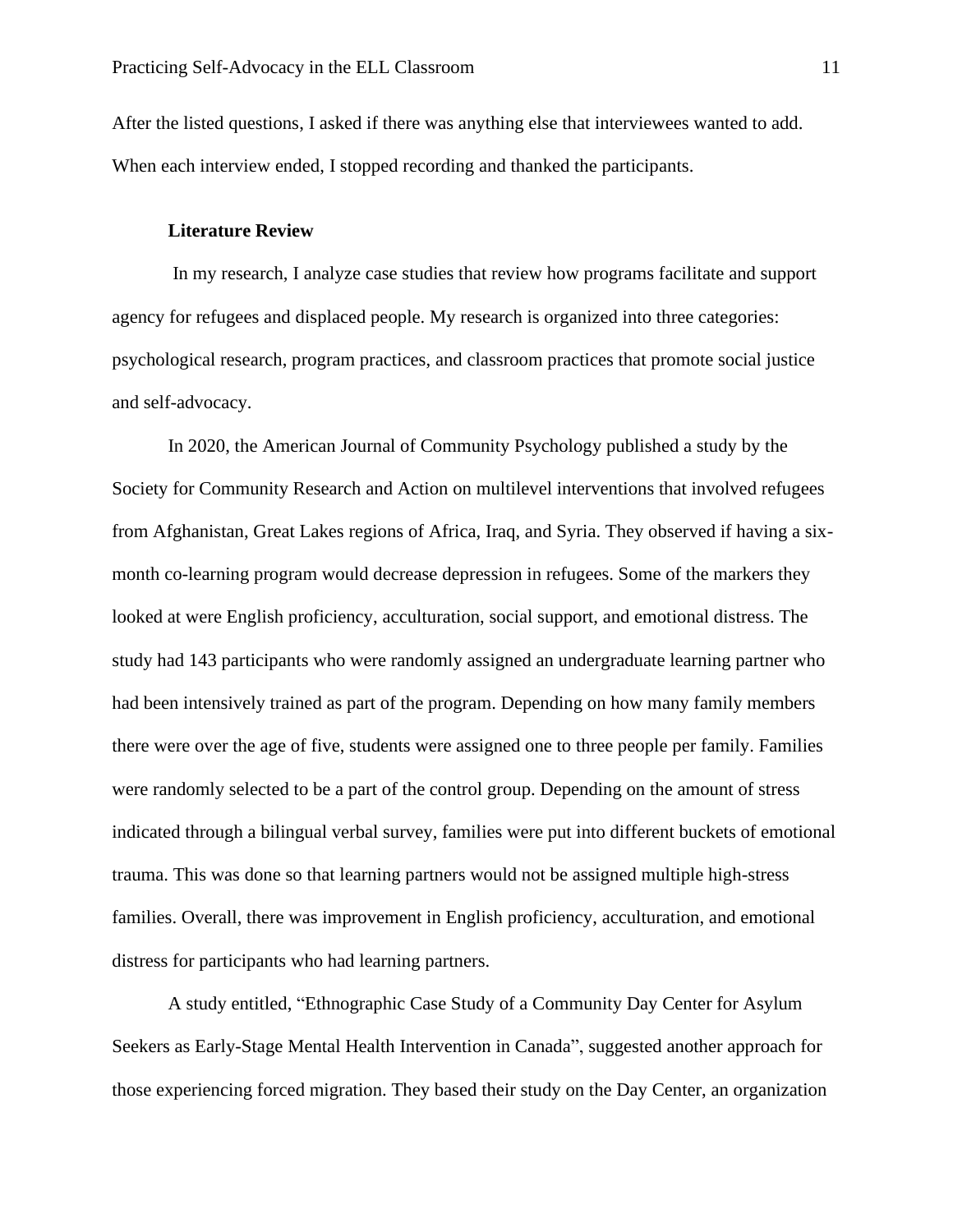After the listed questions, I asked if there was anything else that interviewees wanted to add. When each interview ended, I stopped recording and thanked the participants.

## Literature Review

In my research, I analyze case studies that review how programs facilitate and support agency for refugees and displaced people. My research is organized into three categories: psychological research, program practices, and classroom practices that promote social justice and self-advocacy.

In 2020, the American Journal of Community Psychology published a study by the Society for Community Research and Action on multilevel interventions that involved refugees from Afghanistan, Great Lakes regions of Africa, Iraq, and Syria. They observed if having a six-month co-learning program would decrease depression in refugees. Some of the markers they looked at were English proficiency, acculturation, social support, and emotional distress. The study had 143 participants who were randomly assigned an undergraduate learning partner who had been intensively trained as part of the program. Depending on how many family members there were over the age of five, students were assigned one to three people per family. Families were randomly selected to be a part of the control group. Depending on the amount of stress indicated through a bilingual verbal survey, families were put into different buckets of emotional trauma. This was done so that learning partners would not be assigned multiple high-stress families. Overall, there was improvement in English proficiency, acculturation, and emotional distress for participants who had learning partners.

A study entitled, "Ethnographic Case Study of a Community Day Center for Asylum Seekers as Early-Stage Mental Health Intervention in Canada", suggested another approach for those experiencing forced migration. They based their study on the Day Center, an organization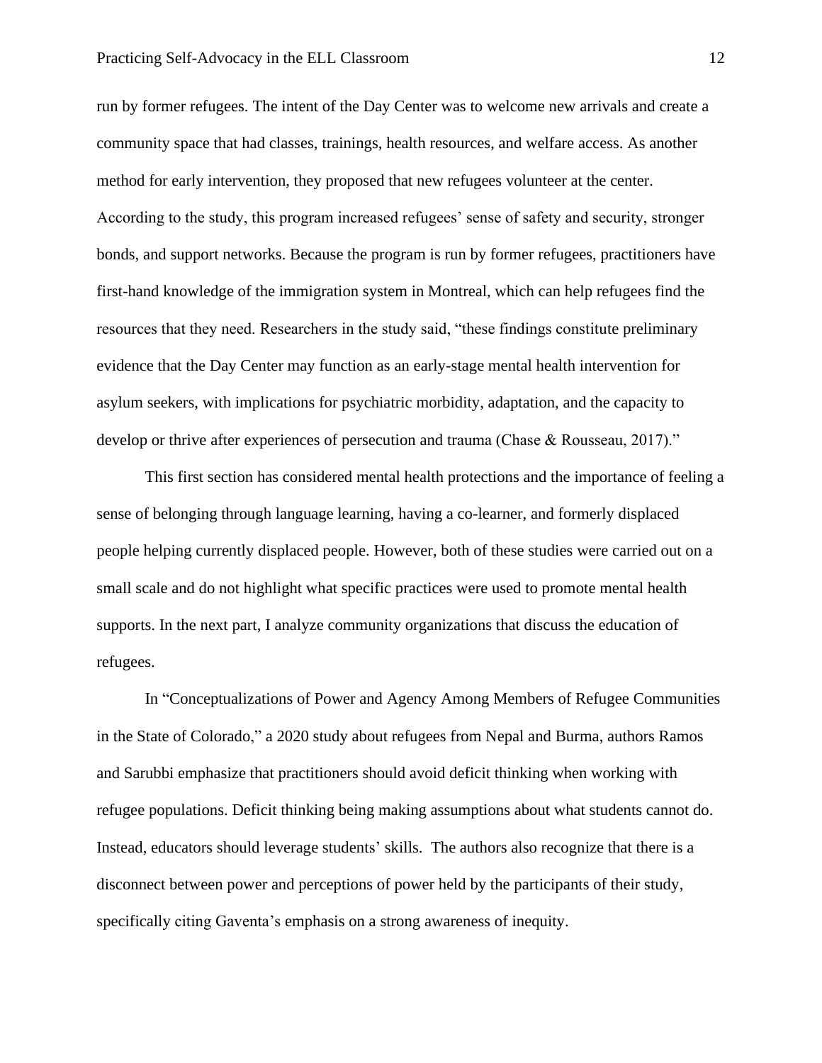run by former refugees. The intent of the Day Center was to welcome new arrivals and create a community space that had classes, trainings, health resources, and welfare access. As another method for early intervention, they proposed that new refugees volunteer at the center. According to the study, this program increased refugees' sense of safety and security, stronger bonds, and support networks. Because the program is run by former refugees, practitioners have first-hand knowledge of the immigration system in Montreal, which can help refugees find the resources that they need. Researchers in the study said, "these findings constitute preliminary evidence that the Day Center may function as an early-stage mental health intervention for asylum seekers, with implications for psychiatric morbidity, adaptation, and the capacity to develop or thrive after experiences of persecution and trauma (Chase & Rousseau, 2017)."

This first section has considered mental health protections and the importance of feeling a sense of belonging through language learning, having a co-learner, and formerly displaced people helping currently displaced people. However, both of these studies were carried out on a small scale and do not highlight what specific practices were used to promote mental health supports. In the next part, I analyze community organizations that discuss the education of refugees.

In "Conceptualizations of Power and Agency Among Members of Refugee Communities in the State of Colorado," a 2020 study about refugees from Nepal and Burma, authors Ramos and Sarubbi emphasize that practitioners should avoid deficit thinking when working with refugee populations. Deficit thinking being making assumptions about what students cannot do. Instead, educators should leverage students' skills. The authors also recognize that there is a disconnect between power and perceptions of power held by the participants of their study, specifically citing Gaventa's emphasis on a strong awareness of inequity.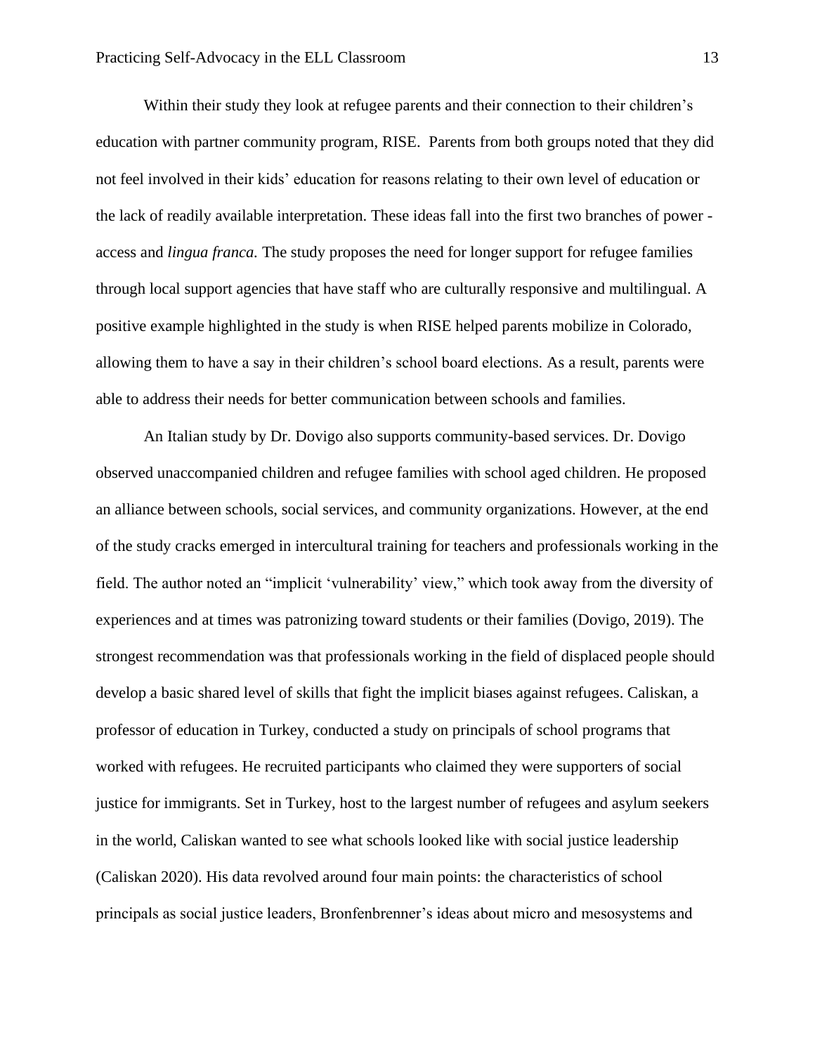Within their study they look at refugee parents and their connection to their children's education with partner community program, RISE. Parents from both groups noted that they did not feel involved in their kids' education for reasons relating to their own level of education or the lack of readily available interpretation. These ideas fall into the first two branches of power - access and *lingua franca.* The study proposes the need for longer support for refugee families through local support agencies that have staff who are culturally responsive and multilingual. A positive example highlighted in the study is when RISE helped parents mobilize in Colorado, allowing them to have a say in their children's school board elections. As a result, parents were able to address their needs for better communication between schools and families.

An Italian study by Dr. Dovigo also supports community-based services. Dr. Dovigo observed unaccompanied children and refugee families with school aged children. He proposed an alliance between schools, social services, and community organizations. However, at the end of the study cracks emerged in intercultural training for teachers and professionals working in the field. The author noted an "implicit 'vulnerability' view," which took away from the diversity of experiences and at times was patronizing toward students or their families (Dovigo, 2019). The strongest recommendation was that professionals working in the field of displaced people should develop a basic shared level of skills that fight the implicit biases against refugees. Caliskan, a professor of education in Turkey, conducted a study on principals of school programs that worked with refugees. He recruited participants who claimed they were supporters of social justice for immigrants. Set in Turkey, host to the largest number of refugees and asylum seekers in the world, Caliskan wanted to see what schools looked like with social justice leadership (Caliskan 2020). His data revolved around four main points: the characteristics of school principals as social justice leaders, Bronfenbrenner's ideas about micro and mesosystems and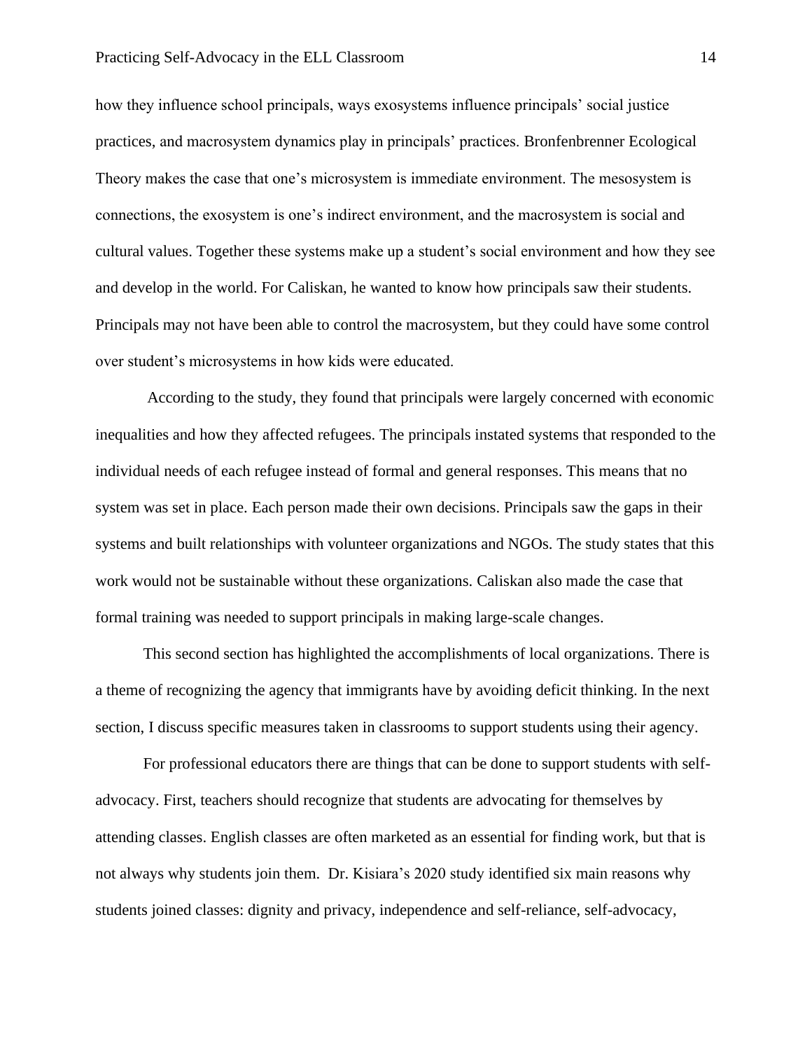how they influence school principals, ways exosystems influence principals' social justice practices, and macrosystem dynamics play in principals' practices. Bronfenbrenner Ecological Theory makes the case that one's microsystem is immediate environment. The mesosystem is connections, the exosystem is one's indirect environment, and the macrosystem is social and cultural values. Together these systems make up a student's social environment and how they see and develop in the world. For Caliskan, he wanted to know how principals saw their students. Principals may not have been able to control the macrosystem, but they could have some control over student's microsystems in how kids were educated.

According to the study, they found that principals were largely concerned with economic inequalities and how they affected refugees. The principals instated systems that responded to the individual needs of each refugee instead of formal and general responses. This means that no system was set in place. Each person made their own decisions. Principals saw the gaps in their systems and built relationships with volunteer organizations and NGOs. The study states that this work would not be sustainable without these organizations. Caliskan also made the case that formal training was needed to support principals in making large-scale changes.

This second section has highlighted the accomplishments of local organizations. There is a theme of recognizing the agency that immigrants have by avoiding deficit thinking. In the next section, I discuss specific measures taken in classrooms to support students using their agency.

For professional educators there are things that can be done to support students with self-advocacy. First, teachers should recognize that students are advocating for themselves by attending classes. English classes are often marketed as an essential for finding work, but that is not always why students join them. Dr. Kisiara's 2020 study identified six main reasons why students joined classes: dignity and privacy, independence and self-reliance, self-advocacy,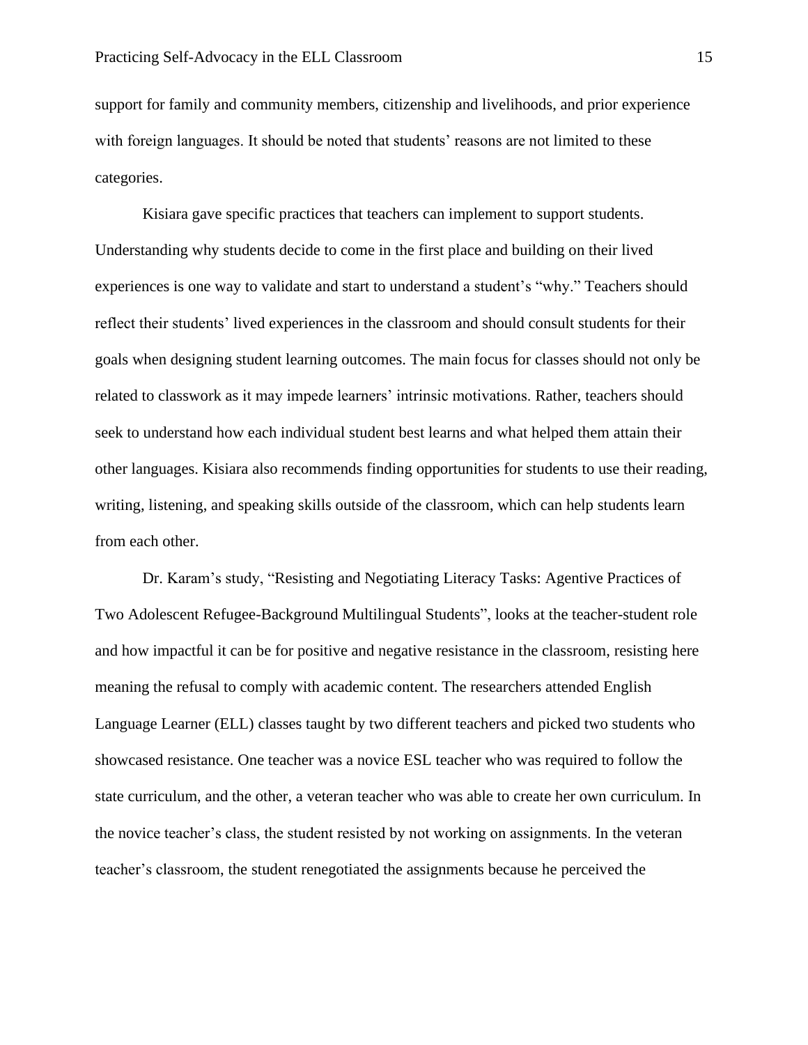support for family and community members, citizenship and livelihoods, and prior experience with foreign languages. It should be noted that students' reasons are not limited to these categories.

Kisiara gave specific practices that teachers can implement to support students. Understanding why students decide to come in the first place and building on their lived experiences is one way to validate and start to understand a student's "why." Teachers should reflect their students' lived experiences in the classroom and should consult students for their goals when designing student learning outcomes. The main focus for classes should not only be related to classwork as it may impede learners' intrinsic motivations. Rather, teachers should seek to understand how each individual student best learns and what helped them attain their other languages. Kisiara also recommends finding opportunities for students to use their reading, writing, listening, and speaking skills outside of the classroom, which can help students learn from each other.

Dr. Karam's study, "Resisting and Negotiating Literacy Tasks: Agentive Practices of Two Adolescent Refugee-Background Multilingual Students", looks at the teacher-student role and how impactful it can be for positive and negative resistance in the classroom, resisting here meaning the refusal to comply with academic content. The researchers attended English Language Learner (ELL) classes taught by two different teachers and picked two students who showcased resistance. One teacher was a novice ESL teacher who was required to follow the state curriculum, and the other, a veteran teacher who was able to create her own curriculum. In the novice teacher's class, the student resisted by not working on assignments. In the veteran teacher's classroom, the student renegotiated the assignments because he perceived the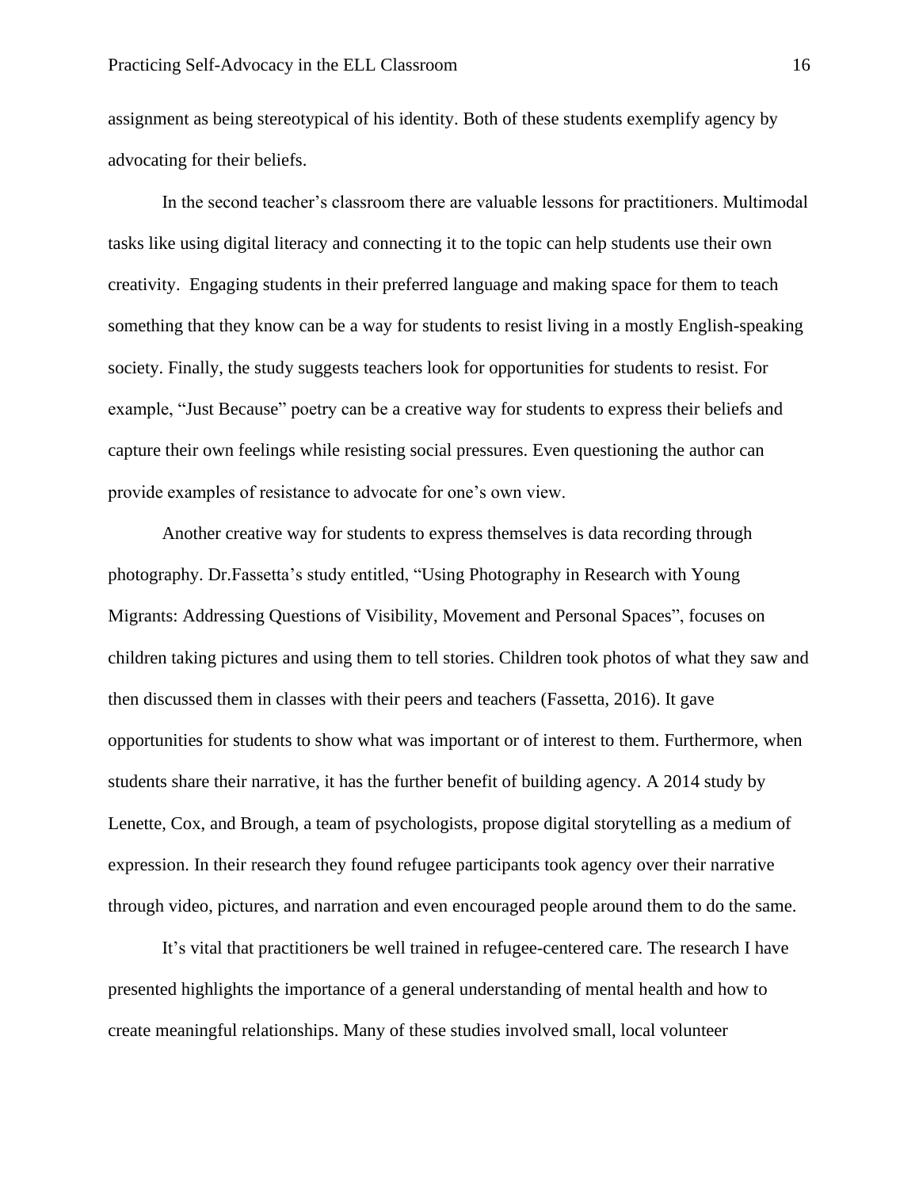assignment as being stereotypical of his identity. Both of these students exemplify agency by advocating for their beliefs.

In the second teacher's classroom there are valuable lessons for practitioners. Multimodal tasks like using digital literacy and connecting it to the topic can help students use their own creativity.  Engaging students in their preferred language and making space for them to teach something that they know can be a way for students to resist living in a mostly English-speaking society. Finally, the study suggests teachers look for opportunities for students to resist. For example, "Just Because" poetry can be a creative way for students to express their beliefs and capture their own feelings while resisting social pressures. Even questioning the author can provide examples of resistance to advocate for one's own view.

Another creative way for students to express themselves is data recording through photography. Dr.Fassetta's study entitled, "Using Photography in Research with Young Migrants: Addressing Questions of Visibility, Movement and Personal Spaces", focuses on children taking pictures and using them to tell stories. Children took photos of what they saw and then discussed them in classes with their peers and teachers (Fassetta, 2016). It gave opportunities for students to show what was important or of interest to them. Furthermore, when students share their narrative, it has the further benefit of building agency. A 2014 study by Lenette, Cox, and Brough, a team of psychologists, propose digital storytelling as a medium of expression. In their research they found refugee participants took agency over their narrative through video, pictures, and narration and even encouraged people around them to do the same.

It's vital that practitioners be well trained in refugee-centered care. The research I have presented highlights the importance of a general understanding of mental health and how to create meaningful relationships. Many of these studies involved small, local volunteer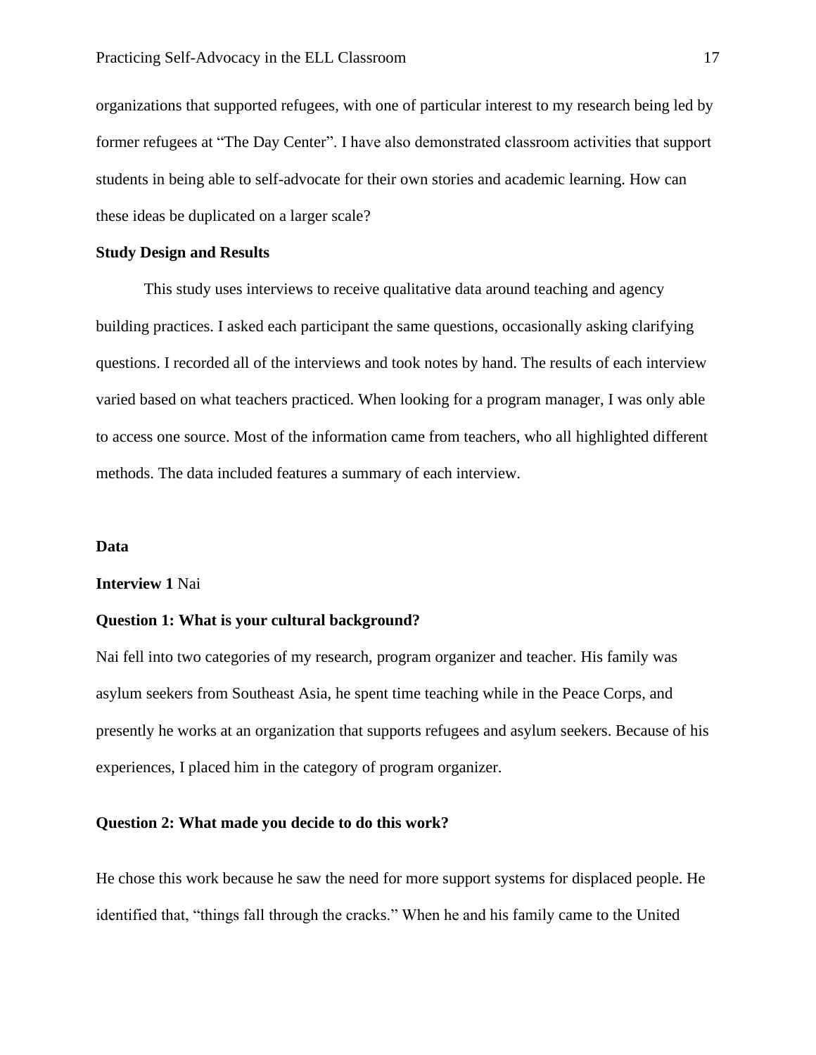organizations that supported refugees, with one of particular interest to my research being led by former refugees at "The Day Center". I have also demonstrated classroom activities that support students in being able to self-advocate for their own stories and academic learning. How can these ideas be duplicated on a larger scale?

## Study Design and Results

This study uses interviews to receive qualitative data around teaching and agency building practices. I asked each participant the same questions, occasionally asking clarifying questions. I recorded all of the interviews and took notes by hand. The results of each interview varied based on what teachers practiced. When looking for a program manager, I was only able to access one source. Most of the information came from teachers, who all highlighted different methods. The data included features a summary of each interview.

## Data

**Interview 1** Nai

**Question 1: What is your cultural background?**

Nai fell into two categories of my research, program organizer and teacher. His family was asylum seekers from Southeast Asia, he spent time teaching while in the Peace Corps, and presently he works at an organization that supports refugees and asylum seekers. Because of his experiences, I placed him in the category of program organizer.

**Question 2: What made you decide to do this work?**

He chose this work because he saw the need for more support systems for displaced people. He identified that, "things fall through the cracks." When he and his family came to the United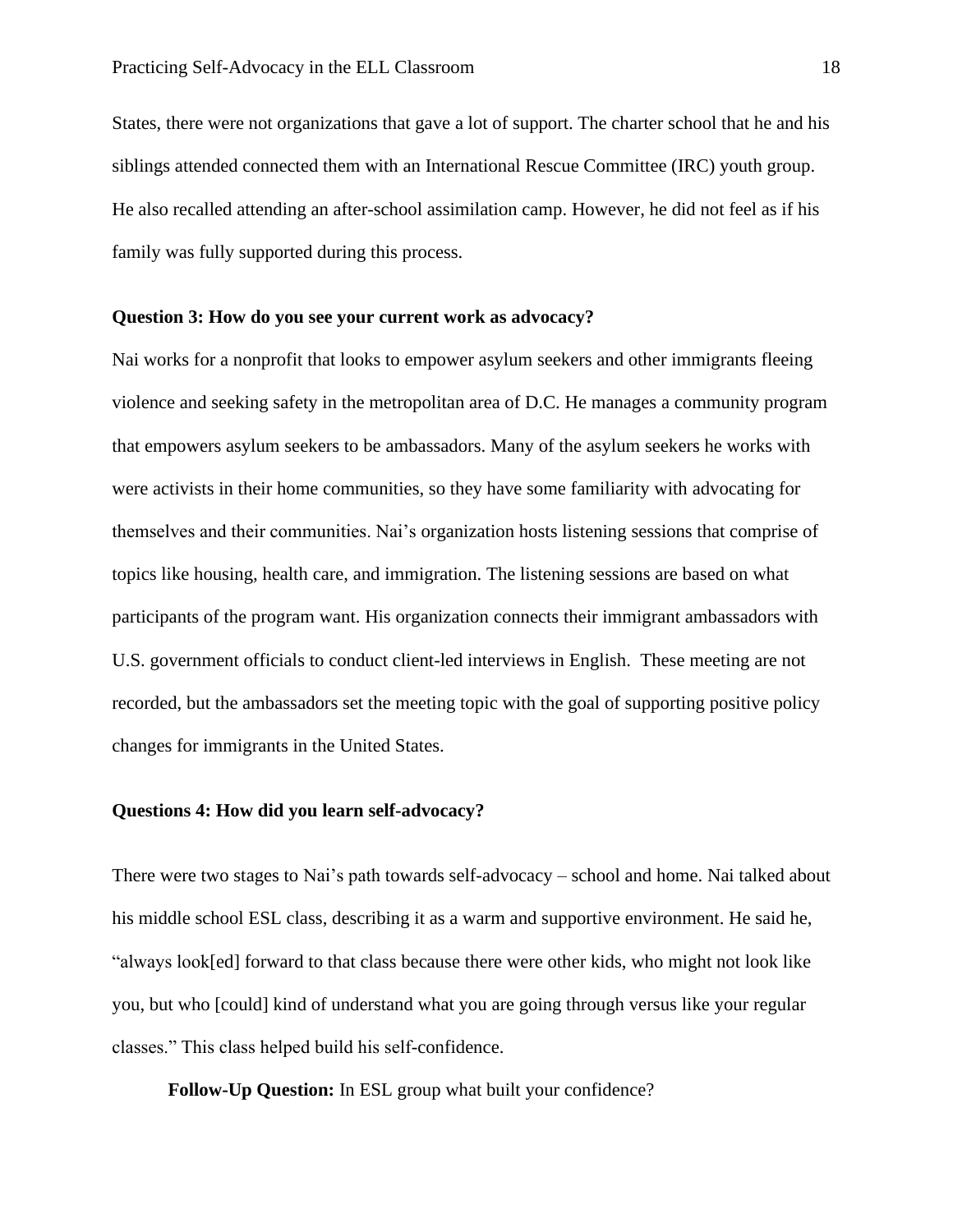States, there were not organizations that gave a lot of support. The charter school that he and his siblings attended connected them with an International Rescue Committee (IRC) youth group. He also recalled attending an after-school assimilation camp. However, he did not feel as if his family was fully supported during this process.

**Question 3: How do you see your current work as advocacy?**

Nai works for a nonprofit that looks to empower asylum seekers and other immigrants fleeing violence and seeking safety in the metropolitan area of D.C. He manages a community program that empowers asylum seekers to be ambassadors. Many of the asylum seekers he works with were activists in their home communities, so they have some familiarity with advocating for themselves and their communities. Nai's organization hosts listening sessions that comprise of topics like housing, health care, and immigration. The listening sessions are based on what participants of the program want. His organization connects their immigrant ambassadors with U.S. government officials to conduct client-led interviews in English. These meeting are not recorded, but the ambassadors set the meeting topic with the goal of supporting positive policy changes for immigrants in the United States.

**Questions 4: How did you learn self-advocacy?**

There were two stages to Nai's path towards self-advocacy – school and home. Nai talked about his middle school ESL class, describing it as a warm and supportive environment. He said he, "always look[ed] forward to that class because there were other kids, who might not look like you, but who [could] kind of understand what you are going through versus like your regular classes." This class helped build his self-confidence.

**Follow-Up Question:** In ESL group what built your confidence?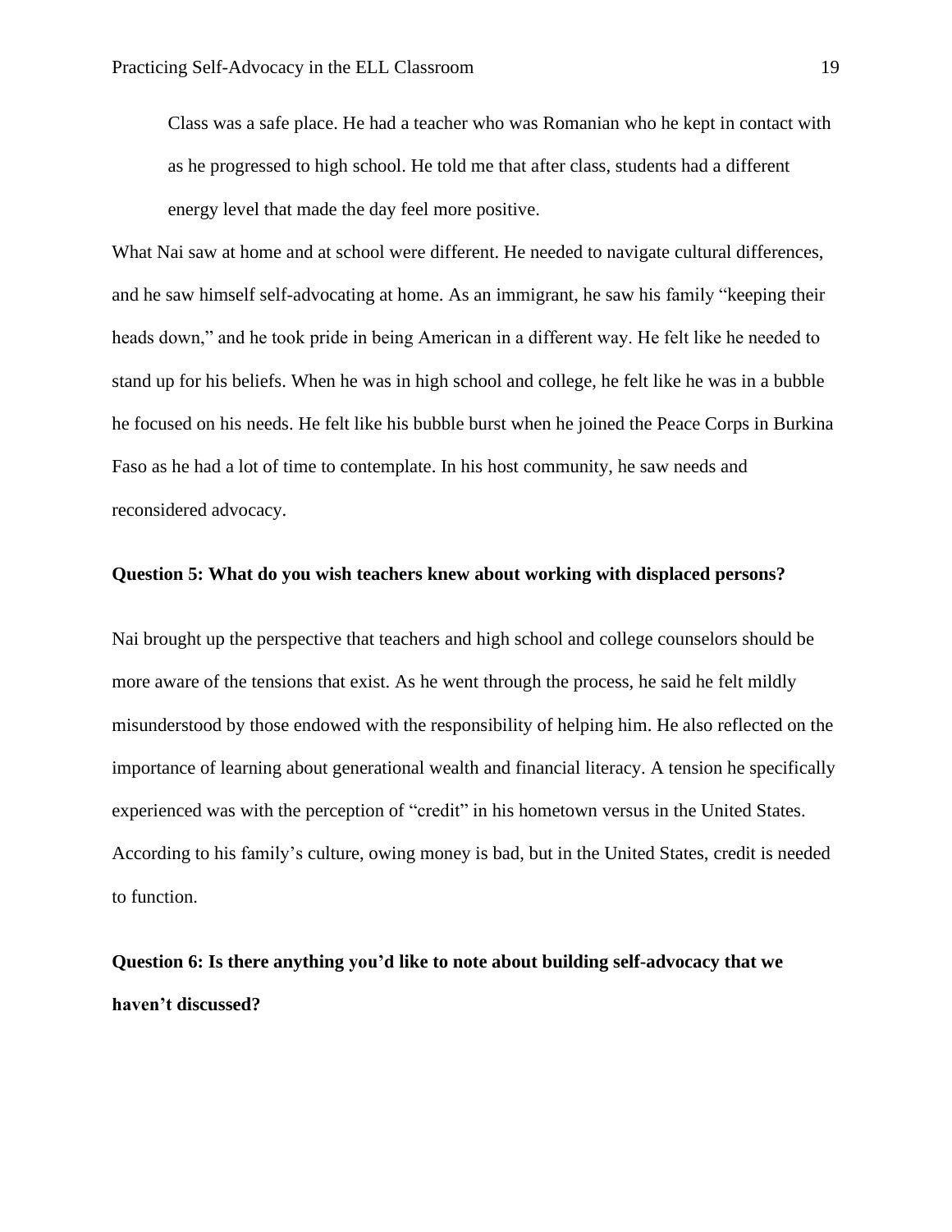> Class was a safe place. He had a teacher who was Romanian who he kept in contact with as he progressed to high school. He told me that after class, students had a different energy level that made the day feel more positive.

What Nai saw at home and at school were different. He needed to navigate cultural differences, and he saw himself self-advocating at home. As an immigrant, he saw his family "keeping their heads down," and he took pride in being American in a different way. He felt like he needed to stand up for his beliefs. When he was in high school and college, he felt like he was in a bubble he focused on his needs. He felt like his bubble burst when he joined the Peace Corps in Burkina Faso as he had a lot of time to contemplate. In his host community, he saw needs and reconsidered advocacy.

**Question 5: What do you wish teachers knew about working with displaced persons?**

Nai brought up the perspective that teachers and high school and college counselors should be more aware of the tensions that exist. As he went through the process, he said he felt mildly misunderstood by those endowed with the responsibility of helping him. He also reflected on the importance of learning about generational wealth and financial literacy. A tension he specifically experienced was with the perception of "credit" in his hometown versus in the United States. According to his family's culture, owing money is bad, but in the United States, credit is needed to function.

**Question 6: Is there anything you'd like to note about building self-advocacy that we haven't discussed?**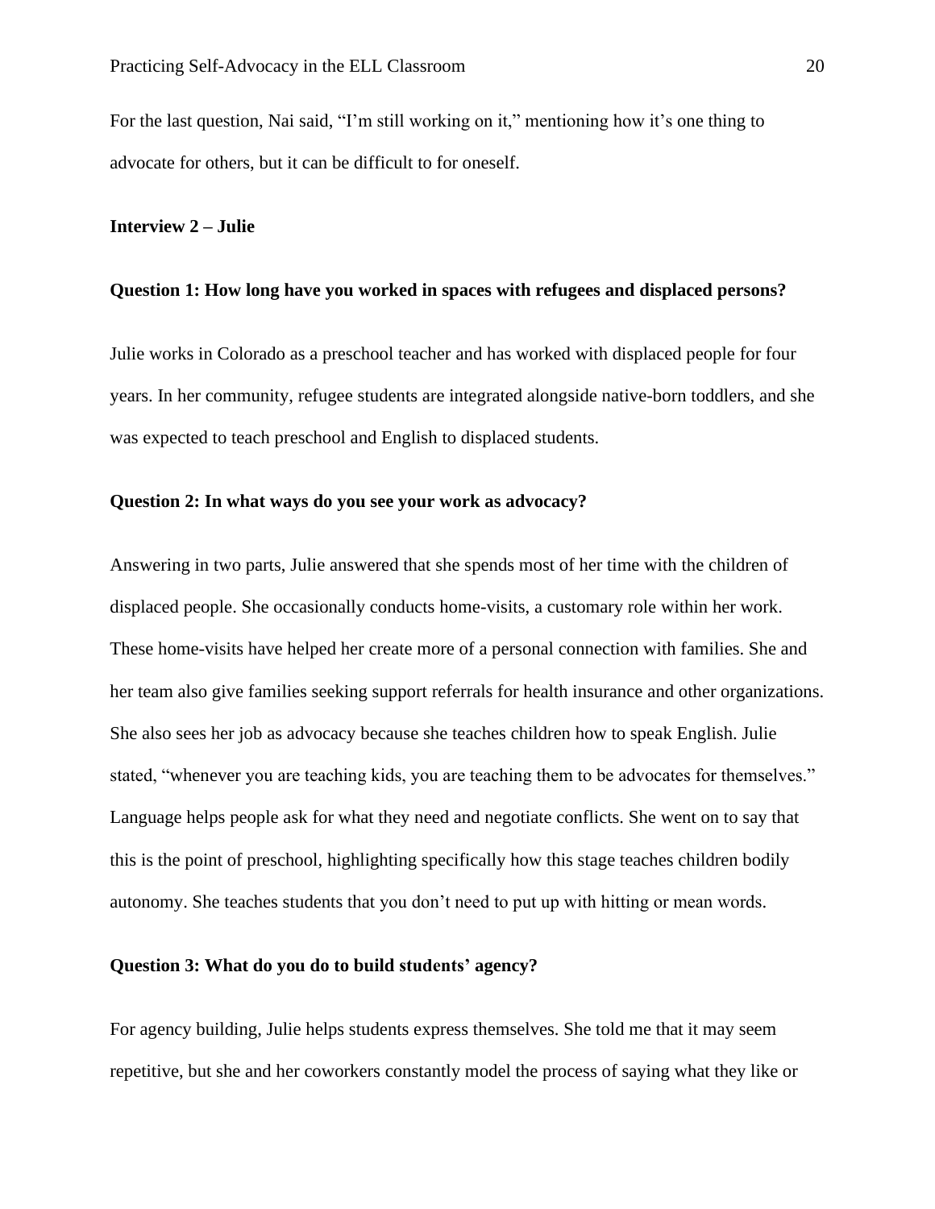For the last question, Nai said, "I'm still working on it," mentioning how it's one thing to advocate for others, but it can be difficult to for oneself.

**Interview 2 – Julie**

**Question 1: How long have you worked in spaces with refugees and displaced persons?**

Julie works in Colorado as a preschool teacher and has worked with displaced people for four years. In her community, refugee students are integrated alongside native-born toddlers, and she was expected to teach preschool and English to displaced students.

**Question 2: In what ways do you see your work as advocacy?**

Answering in two parts, Julie answered that she spends most of her time with the children of displaced people. She occasionally conducts home-visits, a customary role within her work. These home-visits have helped her create more of a personal connection with families. She and her team also give families seeking support referrals for health insurance and other organizations. She also sees her job as advocacy because she teaches children how to speak English. Julie stated, "whenever you are teaching kids, you are teaching them to be advocates for themselves." Language helps people ask for what they need and negotiate conflicts. She went on to say that this is the point of preschool, highlighting specifically how this stage teaches children bodily autonomy. She teaches students that you don't need to put up with hitting or mean words.

**Question 3: What do you do to build students' agency?**

For agency building, Julie helps students express themselves. She told me that it may seem repetitive, but she and her coworkers constantly model the process of saying what they like or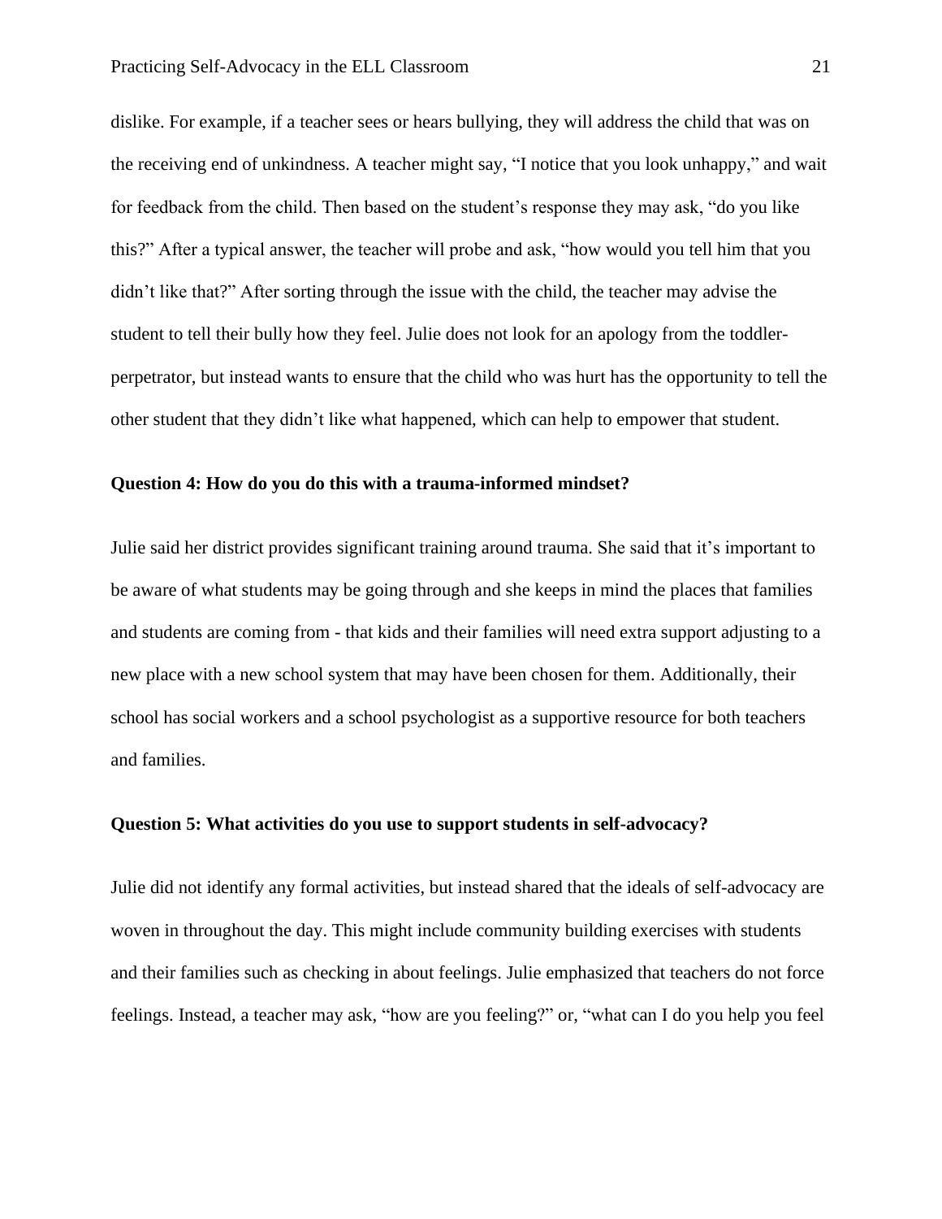dislike. For example, if a teacher sees or hears bullying, they will address the child that was on the receiving end of unkindness. A teacher might say, “I notice that you look unhappy,” and wait for feedback from the child. Then based on the student’s response they may ask, “do you like this?” After a typical answer, the teacher will probe and ask, “how would you tell him that you didn’t like that?” After sorting through the issue with the child, the teacher may advise the student to tell their bully how they feel. Julie does not look for an apology from the toddler-perpetrator, but instead wants to ensure that the child who was hurt has the opportunity to tell the other student that they didn’t like what happened, which can help to empower that student.

**Question 4: How do you do this with a trauma-informed mindset?**

Julie said her district provides significant training around trauma. She said that it’s important to be aware of what students may be going through and she keeps in mind the places that families and students are coming from - that kids and their families will need extra support adjusting to a new place with a new school system that may have been chosen for them. Additionally, their school has social workers and a school psychologist as a supportive resource for both teachers and families.

**Question 5: What activities do you use to support students in self-advocacy?**

Julie did not identify any formal activities, but instead shared that the ideals of self-advocacy are woven in throughout the day. This might include community building exercises with students and their families such as checking in about feelings. Julie emphasized that teachers do not force feelings. Instead, a teacher may ask, “how are you feeling?” or, “what can I do you help you feel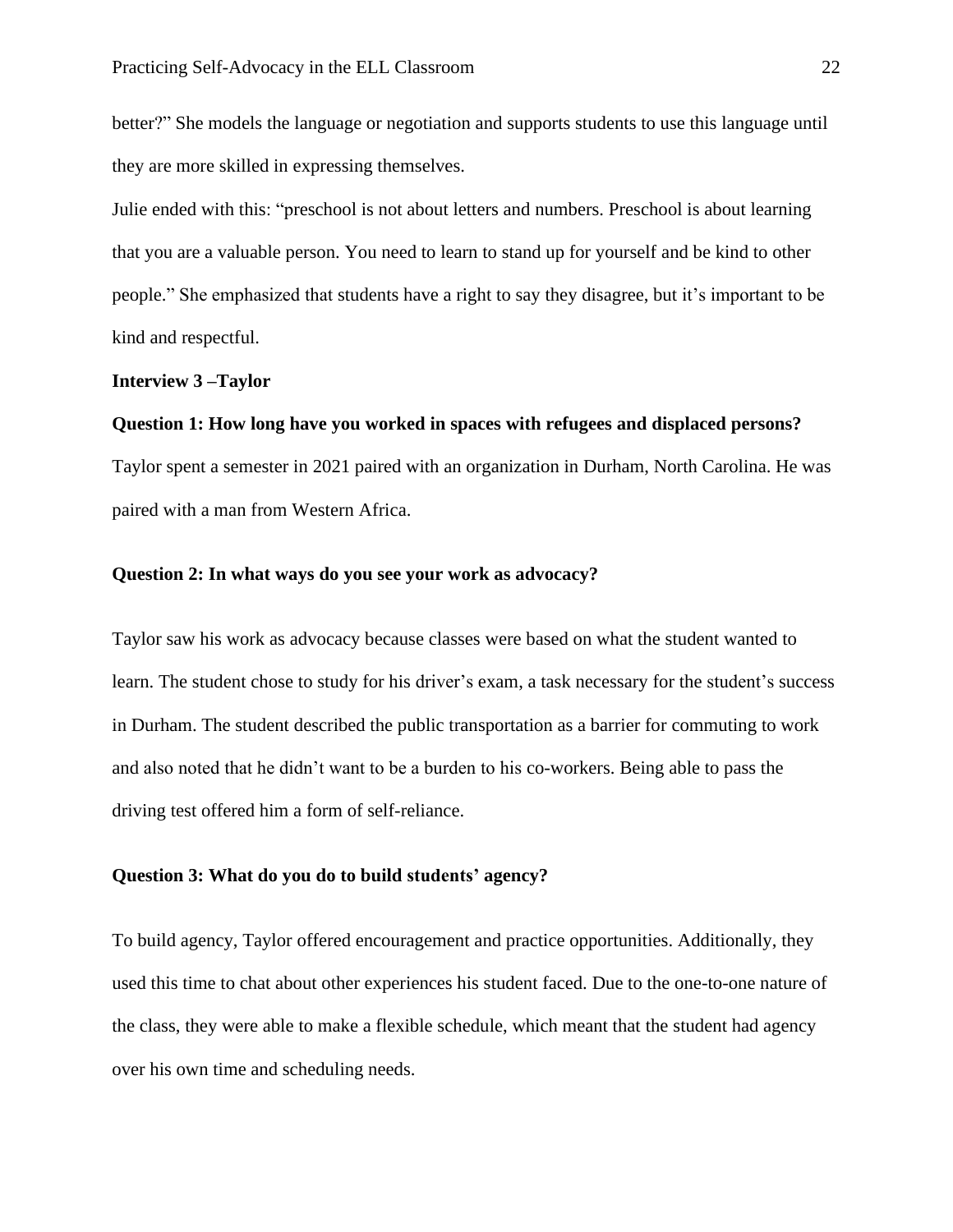better?" She models the language or negotiation and supports students to use this language until they are more skilled in expressing themselves.

Julie ended with this: "preschool is not about letters and numbers. Preschool is about learning that you are a valuable person. You need to learn to stand up for yourself and be kind to other people." She emphasized that students have a right to say they disagree, but it's important to be kind and respectful.

**Interview 3 –Taylor**

**Question 1: How long have you worked in spaces with refugees and displaced persons?**

Taylor spent a semester in 2021 paired with an organization in Durham, North Carolina. He was paired with a man from Western Africa.

**Question 2: In what ways do you see your work as advocacy?**

Taylor saw his work as advocacy because classes were based on what the student wanted to learn. The student chose to study for his driver's exam, a task necessary for the student's success in Durham. The student described the public transportation as a barrier for commuting to work and also noted that he didn't want to be a burden to his co-workers. Being able to pass the driving test offered him a form of self-reliance.

**Question 3: What do you do to build students' agency?**

To build agency, Taylor offered encouragement and practice opportunities. Additionally, they used this time to chat about other experiences his student faced. Due to the one-to-one nature of the class, they were able to make a flexible schedule, which meant that the student had agency over his own time and scheduling needs.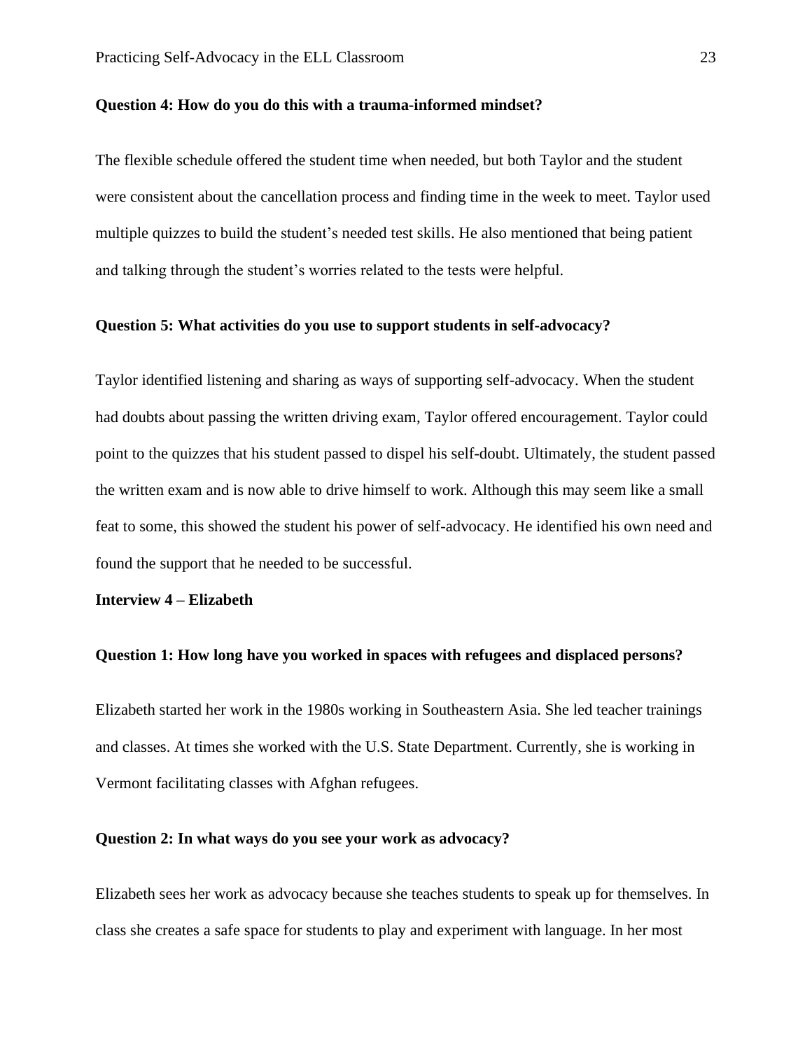**Question 4: How do you do this with a trauma-informed mindset?**

The flexible schedule offered the student time when needed, but both Taylor and the student were consistent about the cancellation process and finding time in the week to meet. Taylor used multiple quizzes to build the student's needed test skills. He also mentioned that being patient and talking through the student's worries related to the tests were helpful.

**Question 5: What activities do you use to support students in self-advocacy?**

Taylor identified listening and sharing as ways of supporting self-advocacy. When the student had doubts about passing the written driving exam, Taylor offered encouragement. Taylor could point to the quizzes that his student passed to dispel his self-doubt. Ultimately, the student passed the written exam and is now able to drive himself to work. Although this may seem like a small feat to some, this showed the student his power of self-advocacy. He identified his own need and found the support that he needed to be successful.

**Interview 4 – Elizabeth**

**Question 1: How long have you worked in spaces with refugees and displaced persons?**

Elizabeth started her work in the 1980s working in Southeastern Asia. She led teacher trainings and classes. At times she worked with the U.S. State Department. Currently, she is working in Vermont facilitating classes with Afghan refugees.

**Question 2: In what ways do you see your work as advocacy?**

Elizabeth sees her work as advocacy because she teaches students to speak up for themselves. In class she creates a safe space for students to play and experiment with language. In her most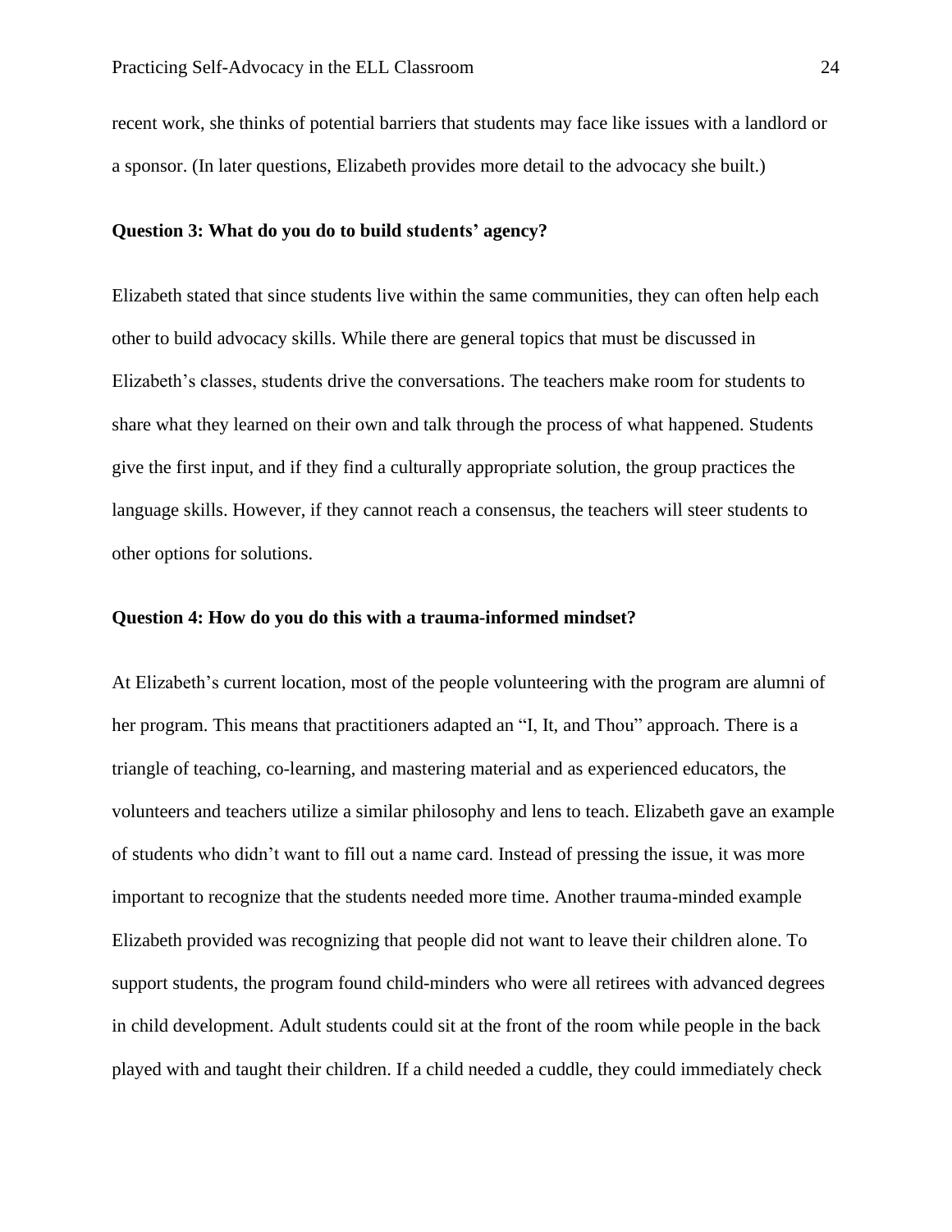recent work, she thinks of potential barriers that students may face like issues with a landlord or a sponsor. (In later questions, Elizabeth provides more detail to the advocacy she built.)

**Question 3: What do you do to build students' agency?**

Elizabeth stated that since students live within the same communities, they can often help each other to build advocacy skills. While there are general topics that must be discussed in Elizabeth's classes, students drive the conversations. The teachers make room for students to share what they learned on their own and talk through the process of what happened. Students give the first input, and if they find a culturally appropriate solution, the group practices the language skills. However, if they cannot reach a consensus, the teachers will steer students to other options for solutions.

**Question 4: How do you do this with a trauma-informed mindset?**

At Elizabeth's current location, most of the people volunteering with the program are alumni of her program. This means that practitioners adapted an "I, It, and Thou" approach. There is a triangle of teaching, co-learning, and mastering material and as experienced educators, the volunteers and teachers utilize a similar philosophy and lens to teach. Elizabeth gave an example of students who didn't want to fill out a name card. Instead of pressing the issue, it was more important to recognize that the students needed more time. Another trauma-minded example Elizabeth provided was recognizing that people did not want to leave their children alone. To support students, the program found child-minders who were all retirees with advanced degrees in child development. Adult students could sit at the front of the room while people in the back played with and taught their children. If a child needed a cuddle, they could immediately check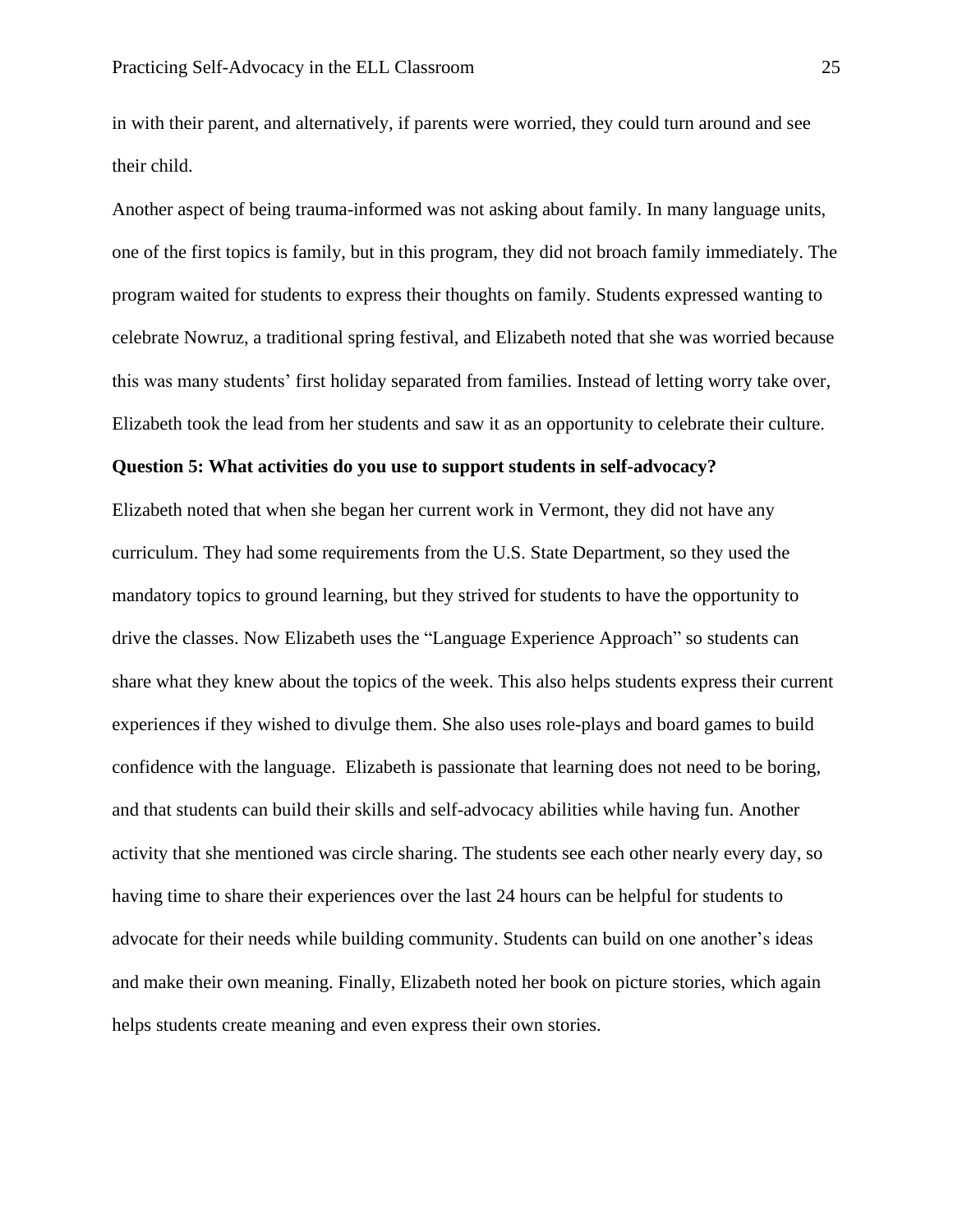in with their parent, and alternatively, if parents were worried, they could turn around and see their child.

Another aspect of being trauma-informed was not asking about family. In many language units, one of the first topics is family, but in this program, they did not broach family immediately. The program waited for students to express their thoughts on family. Students expressed wanting to celebrate Nowruz, a traditional spring festival, and Elizabeth noted that she was worried because this was many students' first holiday separated from families. Instead of letting worry take over, Elizabeth took the lead from her students and saw it as an opportunity to celebrate their culture.

**Question 5: What activities do you use to support students in self-advocacy?**

Elizabeth noted that when she began her current work in Vermont, they did not have any curriculum. They had some requirements from the U.S. State Department, so they used the mandatory topics to ground learning, but they strived for students to have the opportunity to drive the classes. Now Elizabeth uses the "Language Experience Approach" so students can share what they knew about the topics of the week. This also helps students express their current experiences if they wished to divulge them. She also uses role-plays and board games to build confidence with the language. Elizabeth is passionate that learning does not need to be boring, and that students can build their skills and self-advocacy abilities while having fun. Another activity that she mentioned was circle sharing. The students see each other nearly every day, so having time to share their experiences over the last 24 hours can be helpful for students to advocate for their needs while building community. Students can build on one another's ideas and make their own meaning. Finally, Elizabeth noted her book on picture stories, which again helps students create meaning and even express their own stories.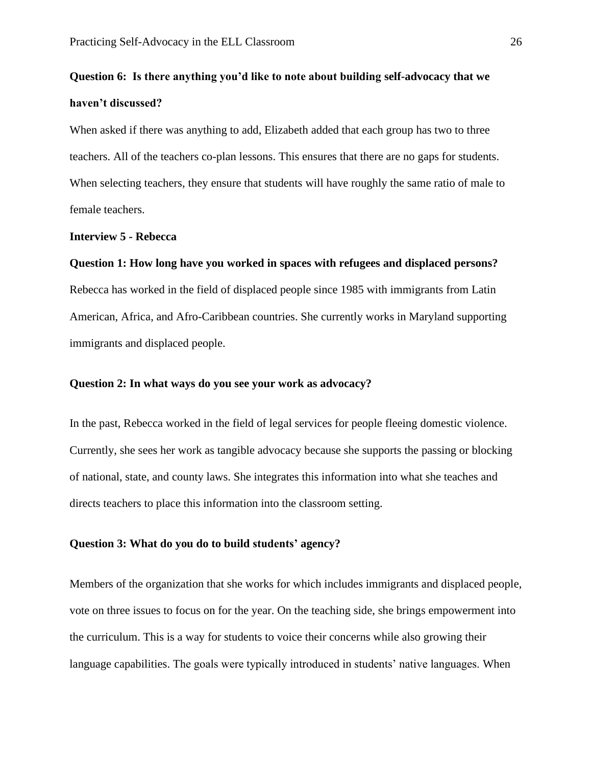**Question 6: Is there anything you'd like to note about building self-advocacy that we haven't discussed?**

When asked if there was anything to add, Elizabeth added that each group has two to three teachers. All of the teachers co-plan lessons. This ensures that there are no gaps for students. When selecting teachers, they ensure that students will have roughly the same ratio of male to female teachers.

**Interview 5 - Rebecca**

**Question 1: How long have you worked in spaces with refugees and displaced persons?**

Rebecca has worked in the field of displaced people since 1985 with immigrants from Latin American, Africa, and Afro-Caribbean countries. She currently works in Maryland supporting immigrants and displaced people.

**Question 2: In what ways do you see your work as advocacy?**

In the past, Rebecca worked in the field of legal services for people fleeing domestic violence. Currently, she sees her work as tangible advocacy because she supports the passing or blocking of national, state, and county laws. She integrates this information into what she teaches and directs teachers to place this information into the classroom setting.

**Question 3: What do you do to build students' agency?**

Members of the organization that she works for which includes immigrants and displaced people, vote on three issues to focus on for the year. On the teaching side, she brings empowerment into the curriculum. This is a way for students to voice their concerns while also growing their language capabilities. The goals were typically introduced in students' native languages. When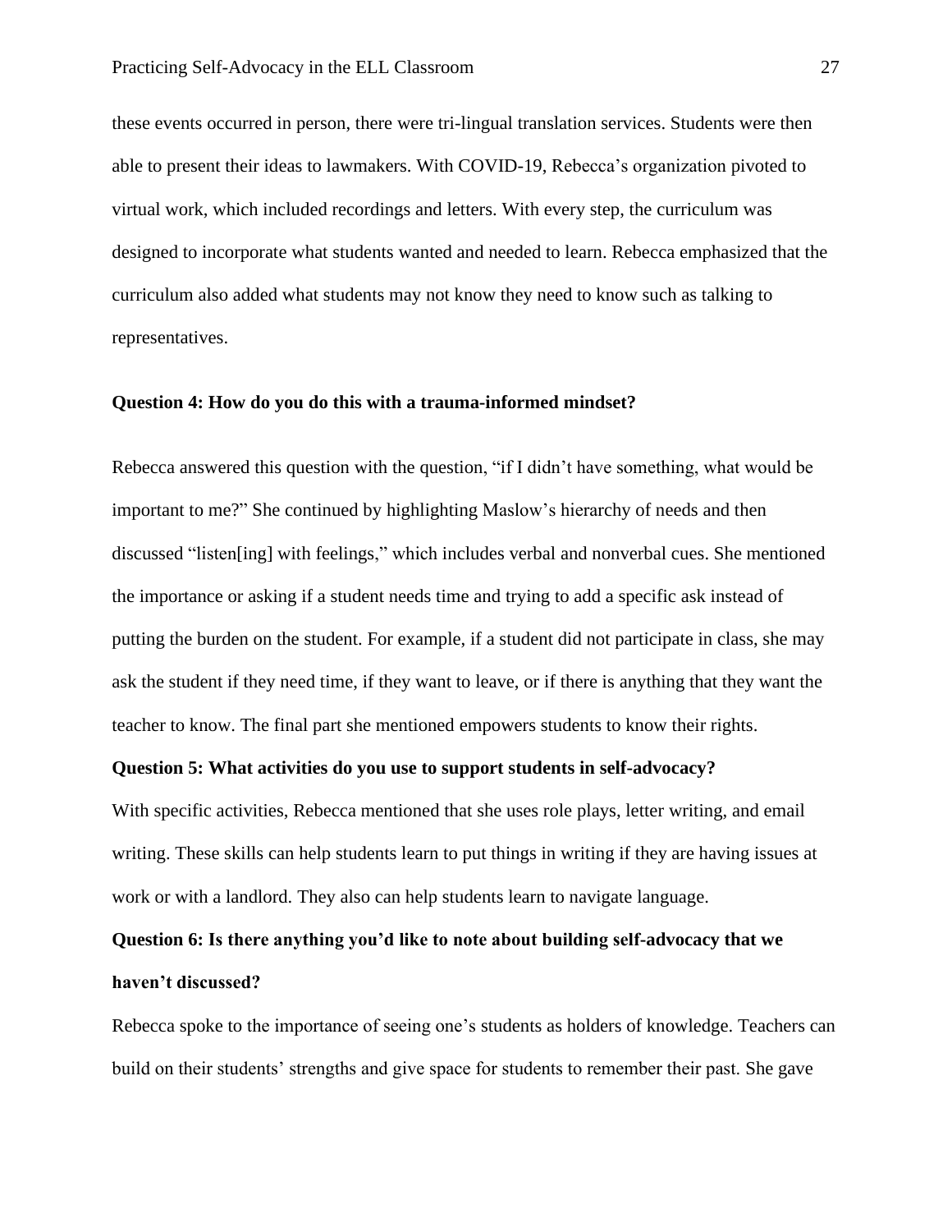these events occurred in person, there were tri-lingual translation services. Students were then able to present their ideas to lawmakers. With COVID-19, Rebecca's organization pivoted to virtual work, which included recordings and letters. With every step, the curriculum was designed to incorporate what students wanted and needed to learn. Rebecca emphasized that the curriculum also added what students may not know they need to know such as talking to representatives.

**Question 4: How do you do this with a trauma-informed mindset?**

Rebecca answered this question with the question, "if I didn't have something, what would be important to me?" She continued by highlighting Maslow's hierarchy of needs and then discussed "listen[ing] with feelings," which includes verbal and nonverbal cues. She mentioned the importance or asking if a student needs time and trying to add a specific ask instead of putting the burden on the student. For example, if a student did not participate in class, she may ask the student if they need time, if they want to leave, or if there is anything that they want the teacher to know. The final part she mentioned empowers students to know their rights.

**Question 5: What activities do you use to support students in self-advocacy?**

With specific activities, Rebecca mentioned that she uses role plays, letter writing, and email writing. These skills can help students learn to put things in writing if they are having issues at work or with a landlord. They also can help students learn to navigate language.

**Question 6: Is there anything you'd like to note about building self-advocacy that we haven't discussed?**

Rebecca spoke to the importance of seeing one's students as holders of knowledge. Teachers can build on their students' strengths and give space for students to remember their past. She gave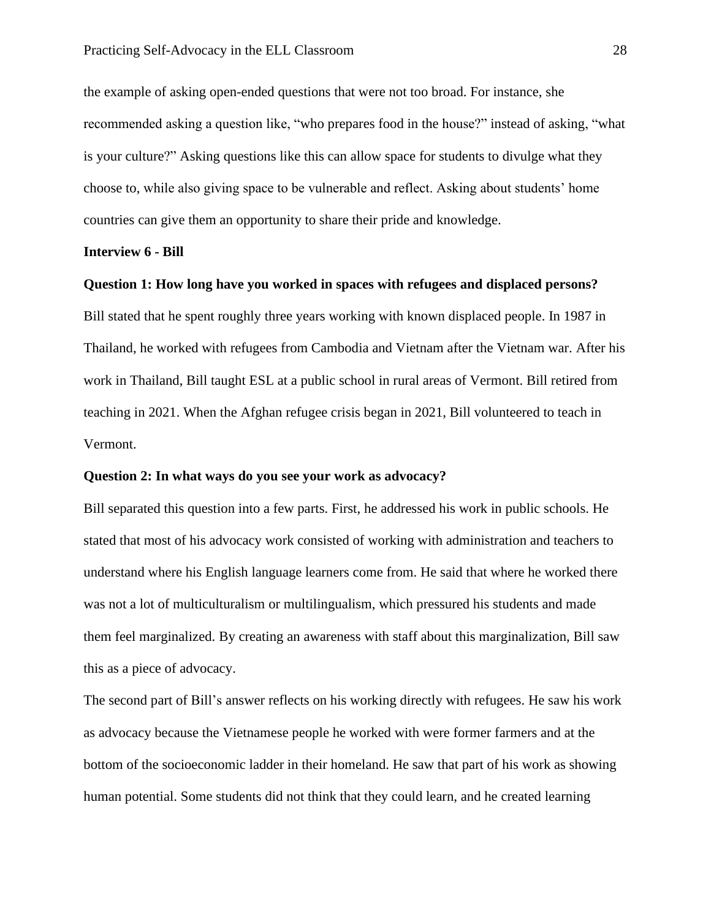the example of asking open-ended questions that were not too broad. For instance, she recommended asking a question like, "who prepares food in the house?" instead of asking, "what is your culture?" Asking questions like this can allow space for students to divulge what they choose to, while also giving space to be vulnerable and reflect. Asking about students' home countries can give them an opportunity to share their pride and knowledge.

**Interview 6 - Bill**

**Question 1: How long have you worked in spaces with refugees and displaced persons?**

Bill stated that he spent roughly three years working with known displaced people. In 1987 in Thailand, he worked with refugees from Cambodia and Vietnam after the Vietnam war. After his work in Thailand, Bill taught ESL at a public school in rural areas of Vermont. Bill retired from teaching in 2021. When the Afghan refugee crisis began in 2021, Bill volunteered to teach in Vermont.

**Question 2: In what ways do you see your work as advocacy?**

Bill separated this question into a few parts. First, he addressed his work in public schools. He stated that most of his advocacy work consisted of working with administration and teachers to understand where his English language learners come from. He said that where he worked there was not a lot of multiculturalism or multilingualism, which pressured his students and made them feel marginalized. By creating an awareness with staff about this marginalization, Bill saw this as a piece of advocacy.

The second part of Bill's answer reflects on his working directly with refugees. He saw his work as advocacy because the Vietnamese people he worked with were former farmers and at the bottom of the socioeconomic ladder in their homeland. He saw that part of his work as showing human potential. Some students did not think that they could learn, and he created learning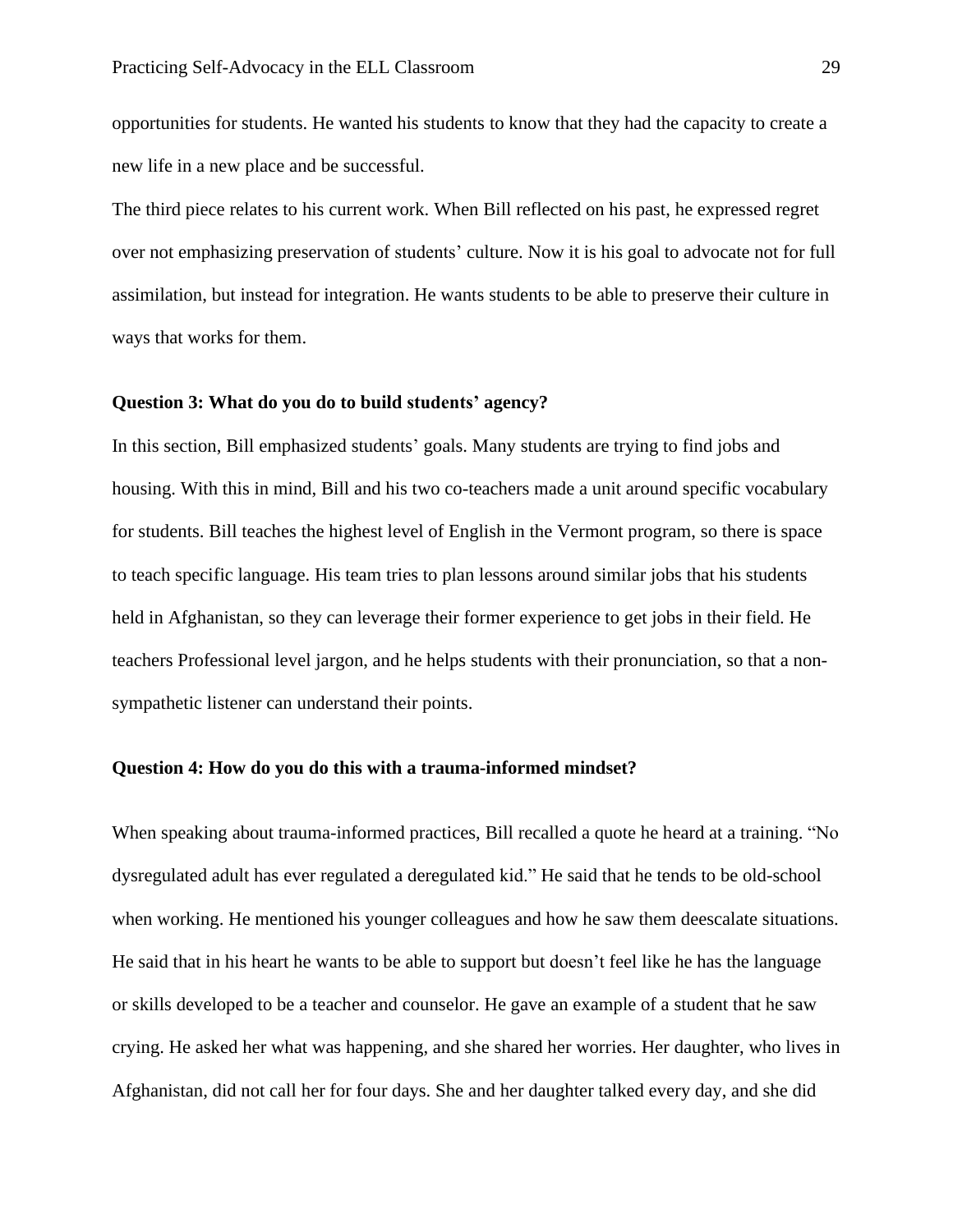opportunities for students. He wanted his students to know that they had the capacity to create a new life in a new place and be successful.

The third piece relates to his current work. When Bill reflected on his past, he expressed regret over not emphasizing preservation of students' culture. Now it is his goal to advocate not for full assimilation, but instead for integration. He wants students to be able to preserve their culture in ways that works for them.

**Question 3: What do you do to build students' agency?**

In this section, Bill emphasized students' goals. Many students are trying to find jobs and housing. With this in mind, Bill and his two co-teachers made a unit around specific vocabulary for students. Bill teaches the highest level of English in the Vermont program, so there is space to teach specific language. His team tries to plan lessons around similar jobs that his students held in Afghanistan, so they can leverage their former experience to get jobs in their field. He teachers Professional level jargon, and he helps students with their pronunciation, so that a non-sympathetic listener can understand their points.

**Question 4: How do you do this with a trauma-informed mindset?**

When speaking about trauma-informed practices, Bill recalled a quote he heard at a training. "No dysregulated adult has ever regulated a deregulated kid." He said that he tends to be old-school when working. He mentioned his younger colleagues and how he saw them deescalate situations. He said that in his heart he wants to be able to support but doesn't feel like he has the language or skills developed to be a teacher and counselor. He gave an example of a student that he saw crying. He asked her what was happening, and she shared her worries. Her daughter, who lives in Afghanistan, did not call her for four days. She and her daughter talked every day, and she did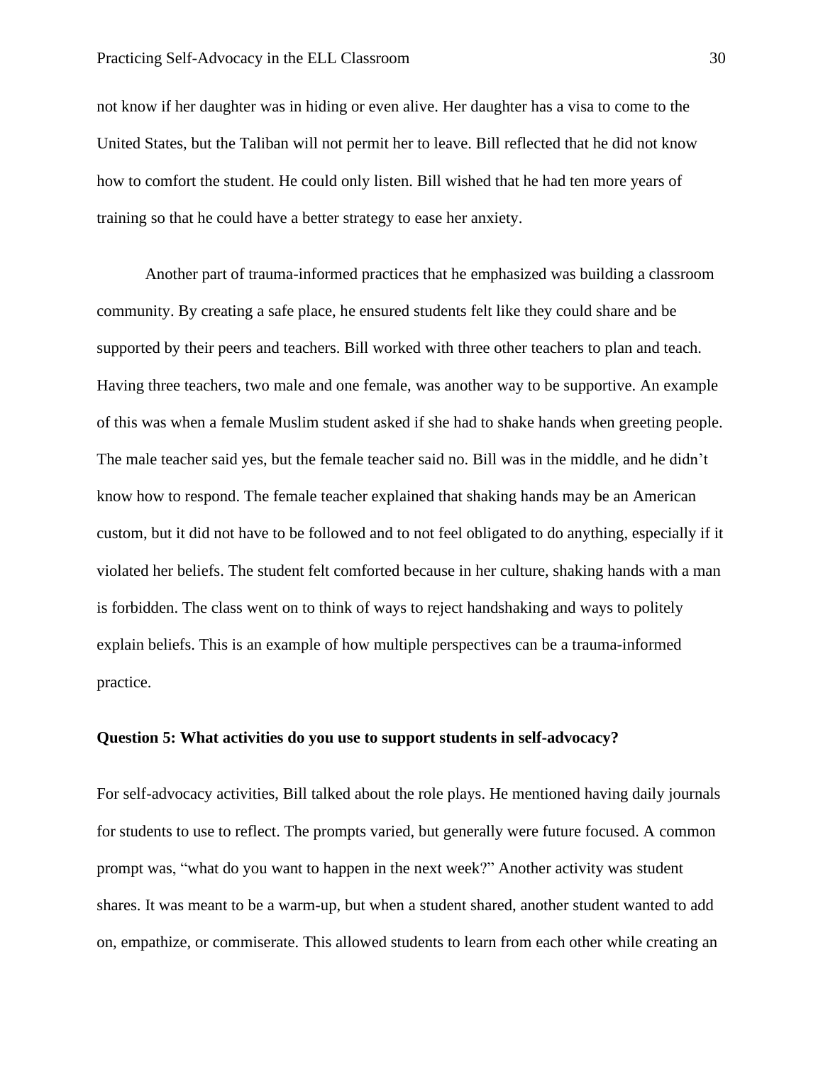not know if her daughter was in hiding or even alive. Her daughter has a visa to come to the United States, but the Taliban will not permit her to leave. Bill reflected that he did not know how to comfort the student. He could only listen. Bill wished that he had ten more years of training so that he could have a better strategy to ease her anxiety.

Another part of trauma-informed practices that he emphasized was building a classroom community. By creating a safe place, he ensured students felt like they could share and be supported by their peers and teachers. Bill worked with three other teachers to plan and teach. Having three teachers, two male and one female, was another way to be supportive. An example of this was when a female Muslim student asked if she had to shake hands when greeting people. The male teacher said yes, but the female teacher said no. Bill was in the middle, and he didn't know how to respond. The female teacher explained that shaking hands may be an American custom, but it did not have to be followed and to not feel obligated to do anything, especially if it violated her beliefs. The student felt comforted because in her culture, shaking hands with a man is forbidden. The class went on to think of ways to reject handshaking and ways to politely explain beliefs. This is an example of how multiple perspectives can be a trauma-informed practice.

**Question 5: What activities do you use to support students in self-advocacy?**

For self-advocacy activities, Bill talked about the role plays. He mentioned having daily journals for students to use to reflect. The prompts varied, but generally were future focused. A common prompt was, "what do you want to happen in the next week?" Another activity was student shares. It was meant to be a warm-up, but when a student shared, another student wanted to add on, empathize, or commiserate. This allowed students to learn from each other while creating an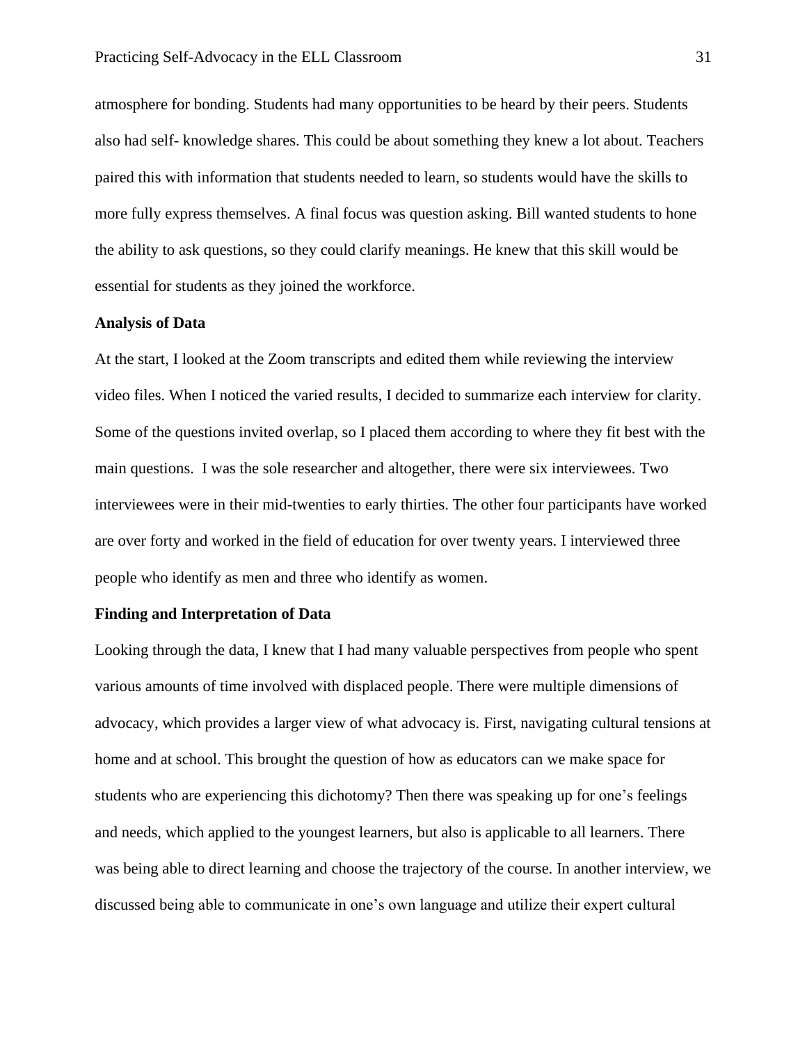atmosphere for bonding. Students had many opportunities to be heard by their peers. Students also had self- knowledge shares. This could be about something they knew a lot about. Teachers paired this with information that students needed to learn, so students would have the skills to more fully express themselves. A final focus was question asking. Bill wanted students to hone the ability to ask questions, so they could clarify meanings. He knew that this skill would be essential for students as they joined the workforce.

**Analysis of Data**

At the start, I looked at the Zoom transcripts and edited them while reviewing the interview video files. When I noticed the varied results, I decided to summarize each interview for clarity. Some of the questions invited overlap, so I placed them according to where they fit best with the main questions. I was the sole researcher and altogether, there were six interviewees. Two interviewees were in their mid-twenties to early thirties. The other four participants have worked are over forty and worked in the field of education for over twenty years. I interviewed three people who identify as men and three who identify as women.

**Finding and Interpretation of Data**

Looking through the data, I knew that I had many valuable perspectives from people who spent various amounts of time involved with displaced people. There were multiple dimensions of advocacy, which provides a larger view of what advocacy is. First, navigating cultural tensions at home and at school. This brought the question of how as educators can we make space for students who are experiencing this dichotomy? Then there was speaking up for one's feelings and needs, which applied to the youngest learners, but also is applicable to all learners. There was being able to direct learning and choose the trajectory of the course. In another interview, we discussed being able to communicate in one's own language and utilize their expert cultural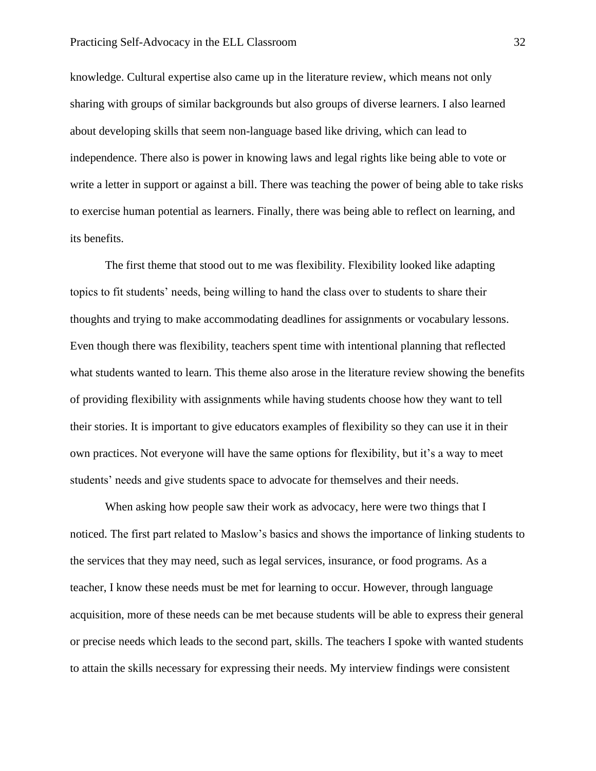knowledge. Cultural expertise also came up in the literature review, which means not only sharing with groups of similar backgrounds but also groups of diverse learners. I also learned about developing skills that seem non-language based like driving, which can lead to independence. There also is power in knowing laws and legal rights like being able to vote or write a letter in support or against a bill. There was teaching the power of being able to take risks to exercise human potential as learners. Finally, there was being able to reflect on learning, and its benefits.

The first theme that stood out to me was flexibility. Flexibility looked like adapting topics to fit students' needs, being willing to hand the class over to students to share their thoughts and trying to make accommodating deadlines for assignments or vocabulary lessons. Even though there was flexibility, teachers spent time with intentional planning that reflected what students wanted to learn. This theme also arose in the literature review showing the benefits of providing flexibility with assignments while having students choose how they want to tell their stories. It is important to give educators examples of flexibility so they can use it in their own practices. Not everyone will have the same options for flexibility, but it's a way to meet students' needs and give students space to advocate for themselves and their needs.

When asking how people saw their work as advocacy, here were two things that I noticed. The first part related to Maslow's basics and shows the importance of linking students to the services that they may need, such as legal services, insurance, or food programs. As a teacher, I know these needs must be met for learning to occur. However, through language acquisition, more of these needs can be met because students will be able to express their general or precise needs which leads to the second part, skills. The teachers I spoke with wanted students to attain the skills necessary for expressing their needs. My interview findings were consistent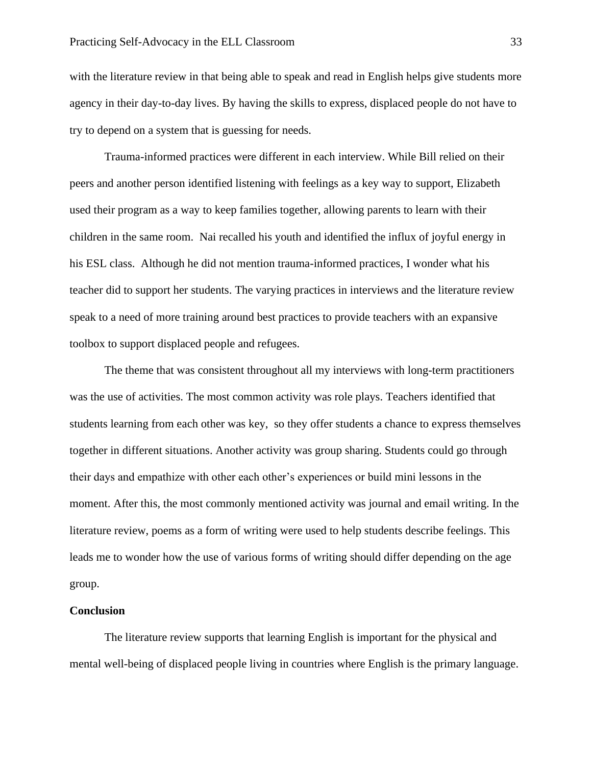with the literature review in that being able to speak and read in English helps give students more agency in their day-to-day lives. By having the skills to express, displaced people do not have to try to depend on a system that is guessing for needs.

Trauma-informed practices were different in each interview. While Bill relied on their peers and another person identified listening with feelings as a key way to support, Elizabeth used their program as a way to keep families together, allowing parents to learn with their children in the same room. Nai recalled his youth and identified the influx of joyful energy in his ESL class. Although he did not mention trauma-informed practices, I wonder what his teacher did to support her students. The varying practices in interviews and the literature review speak to a need of more training around best practices to provide teachers with an expansive toolbox to support displaced people and refugees.

The theme that was consistent throughout all my interviews with long-term practitioners was the use of activities. The most common activity was role plays. Teachers identified that students learning from each other was key, so they offer students a chance to express themselves together in different situations. Another activity was group sharing. Students could go through their days and empathize with other each other's experiences or build mini lessons in the moment. After this, the most commonly mentioned activity was journal and email writing. In the literature review, poems as a form of writing were used to help students describe feelings. This leads me to wonder how the use of various forms of writing should differ depending on the age group.

**Conclusion**

The literature review supports that learning English is important for the physical and mental well-being of displaced people living in countries where English is the primary language.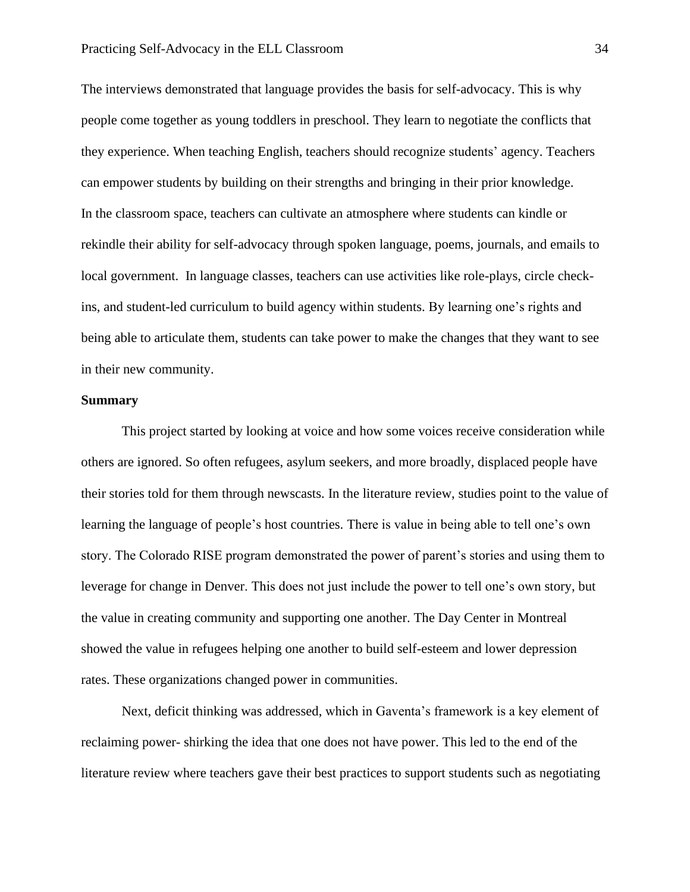The interviews demonstrated that language provides the basis for self-advocacy. This is why people come together as young toddlers in preschool. They learn to negotiate the conflicts that they experience. When teaching English, teachers should recognize students' agency. Teachers can empower students by building on their strengths and bringing in their prior knowledge. In the classroom space, teachers can cultivate an atmosphere where students can kindle or rekindle their ability for self-advocacy through spoken language, poems, journals, and emails to local government. In language classes, teachers can use activities like role-plays, circle check-ins, and student-led curriculum to build agency within students. By learning one's rights and being able to articulate them, students can take power to make the changes that they want to see in their new community.

**Summary**

This project started by looking at voice and how some voices receive consideration while others are ignored. So often refugees, asylum seekers, and more broadly, displaced people have their stories told for them through newscasts. In the literature review, studies point to the value of learning the language of people's host countries. There is value in being able to tell one's own story. The Colorado RISE program demonstrated the power of parent's stories and using them to leverage for change in Denver. This does not just include the power to tell one's own story, but the value in creating community and supporting one another. The Day Center in Montreal showed the value in refugees helping one another to build self-esteem and lower depression rates. These organizations changed power in communities.

Next, deficit thinking was addressed, which in Gaventa's framework is a key element of reclaiming power- shirking the idea that one does not have power. This led to the end of the literature review where teachers gave their best practices to support students such as negotiating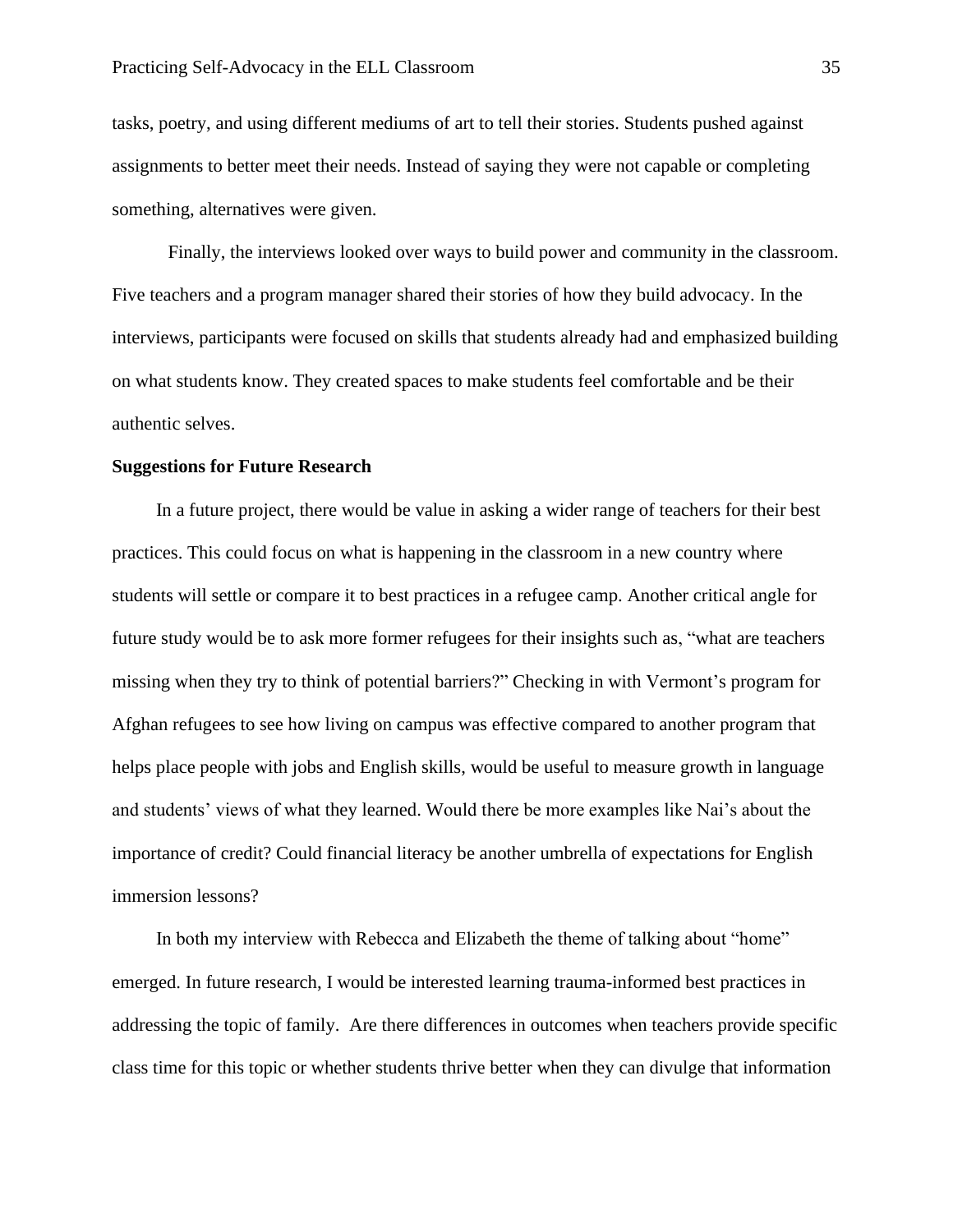tasks, poetry, and using different mediums of art to tell their stories. Students pushed against assignments to better meet their needs. Instead of saying they were not capable or completing something, alternatives were given.

Finally, the interviews looked over ways to build power and community in the classroom. Five teachers and a program manager shared their stories of how they build advocacy. In the interviews, participants were focused on skills that students already had and emphasized building on what students know. They created spaces to make students feel comfortable and be their authentic selves.

**Suggestions for Future Research**

In a future project, there would be value in asking a wider range of teachers for their best practices. This could focus on what is happening in the classroom in a new country where students will settle or compare it to best practices in a refugee camp. Another critical angle for future study would be to ask more former refugees for their insights such as, "what are teachers missing when they try to think of potential barriers?" Checking in with Vermont's program for Afghan refugees to see how living on campus was effective compared to another program that helps place people with jobs and English skills, would be useful to measure growth in language and students' views of what they learned. Would there be more examples like Nai's about the importance of credit? Could financial literacy be another umbrella of expectations for English immersion lessons?

In both my interview with Rebecca and Elizabeth the theme of talking about "home" emerged. In future research, I would be interested learning trauma-informed best practices in addressing the topic of family. Are there differences in outcomes when teachers provide specific class time for this topic or whether students thrive better when they can divulge that information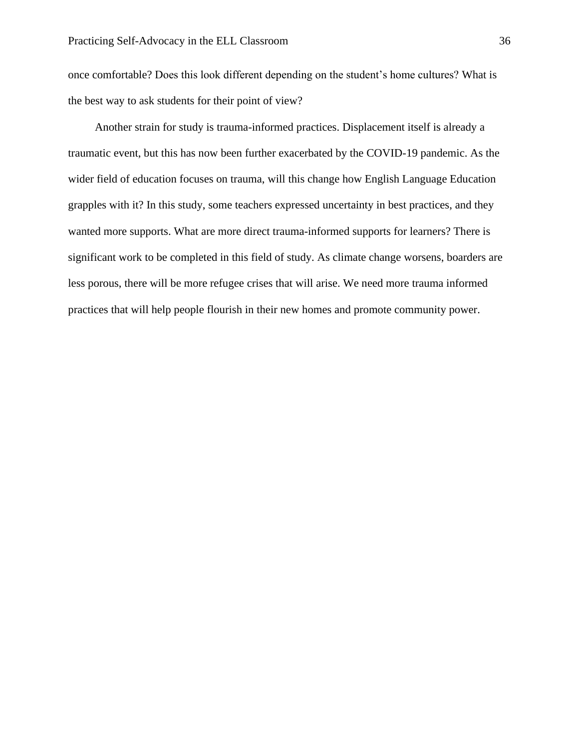once comfortable? Does this look different depending on the student's home cultures? What is the best way to ask students for their point of view?

Another strain for study is trauma-informed practices. Displacement itself is already a traumatic event, but this has now been further exacerbated by the COVID-19 pandemic. As the wider field of education focuses on trauma, will this change how English Language Education grapples with it? In this study, some teachers expressed uncertainty in best practices, and they wanted more supports. What are more direct trauma-informed supports for learners? There is significant work to be completed in this field of study. As climate change worsens, boarders are less porous, there will be more refugee crises that will arise. We need more trauma informed practices that will help people flourish in their new homes and promote community power.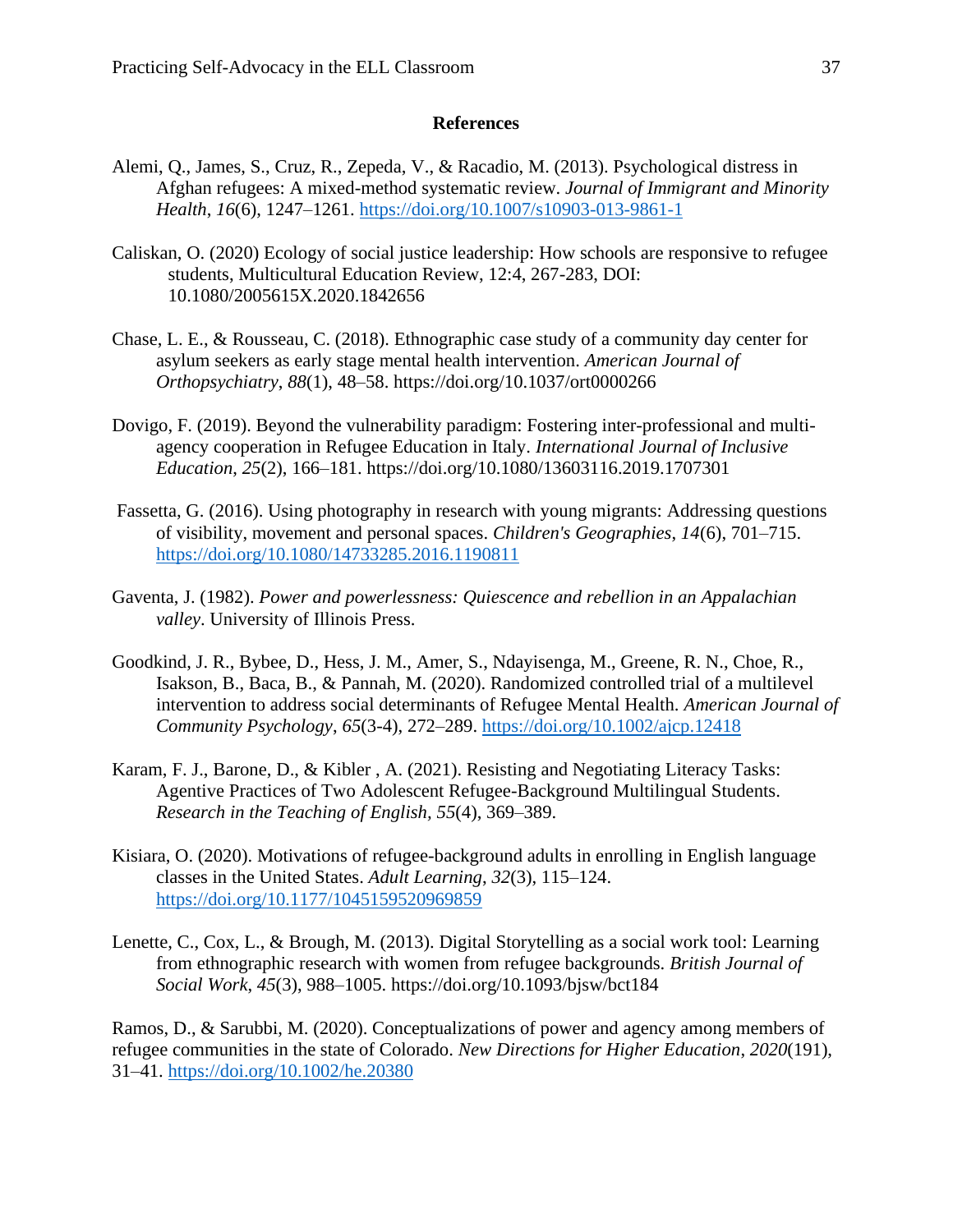## References

Alemi, Q., James, S., Cruz, R., Zepeda, V., & Racadio, M. (2013). Psychological distress in Afghan refugees: A mixed-method systematic review. *Journal of Immigrant and Minority Health*, *16*(6), 1247–1261. https://doi.org/10.1007/s10903-013-9861-1

Caliskan, O. (2020) Ecology of social justice leadership: How schools are responsive to refugee students, Multicultural Education Review, 12:4, 267-283, DOI: 10.1080/2005615X.2020.1842656

Chase, L. E., & Rousseau, C. (2018). Ethnographic case study of a community day center for asylum seekers as early stage mental health intervention. *American Journal of Orthopsychiatry*, *88*(1), 48–58. https://doi.org/10.1037/ort0000266

Dovigo, F. (2019). Beyond the vulnerability paradigm: Fostering inter-professional and multi-agency cooperation in Refugee Education in Italy. *International Journal of Inclusive Education*, *25*(2), 166–181. https://doi.org/10.1080/13603116.2019.1707301

Fassetta, G. (2016). Using photography in research with young migrants: Addressing questions of visibility, movement and personal spaces. *Children's Geographies*, *14*(6), 701–715. https://doi.org/10.1080/14733285.2016.1190811

Gaventa, J. (1982). *Power and powerlessness: Quiescence and rebellion in an Appalachian valley*. University of Illinois Press.

Goodkind, J. R., Bybee, D., Hess, J. M., Amer, S., Ndayisenga, M., Greene, R. N., Choe, R., Isakson, B., Baca, B., & Pannah, M. (2020). Randomized controlled trial of a multilevel intervention to address social determinants of Refugee Mental Health. *American Journal of Community Psychology*, *65*(3-4), 272–289. https://doi.org/10.1002/ajcp.12418

Karam, F. J., Barone, D., & Kibler , A. (2021). Resisting and Negotiating Literacy Tasks: Agentive Practices of Two Adolescent Refugee-Background Multilingual Students. *Research in the Teaching of English*, *55*(4), 369–389.

Kisiara, O. (2020). Motivations of refugee-background adults in enrolling in English language classes in the United States. *Adult Learning*, *32*(3), 115–124. https://doi.org/10.1177/1045159520969859

Lenette, C., Cox, L., & Brough, M. (2013). Digital Storytelling as a social work tool: Learning from ethnographic research with women from refugee backgrounds. *British Journal of Social Work*, *45*(3), 988–1005. https://doi.org/10.1093/bjsw/bct184

Ramos, D., & Sarubbi, M. (2020). Conceptualizations of power and agency among members of refugee communities in the state of Colorado. *New Directions for Higher Education*, *2020*(191), 31–41. https://doi.org/10.1002/he.20380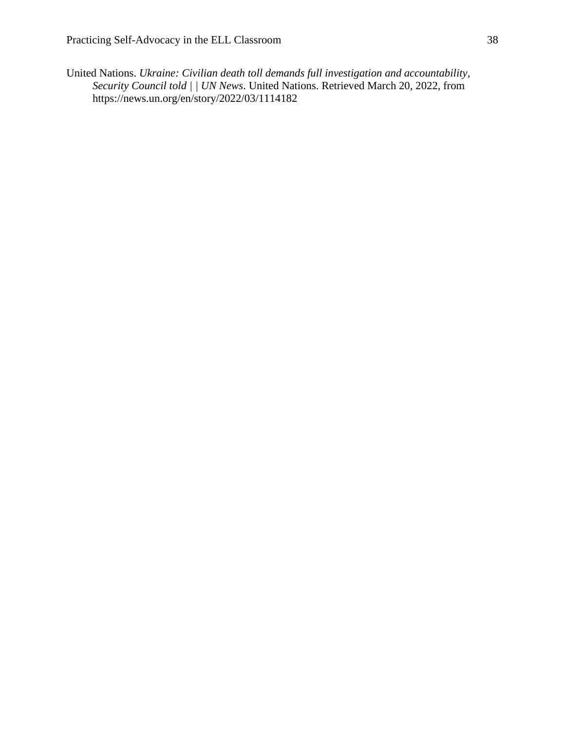United Nations. *Ukraine: Civilian death toll demands full investigation and accountability, Security Council told | | UN News*. United Nations. Retrieved March 20, 2022, from https://news.un.org/en/story/2022/03/1114182